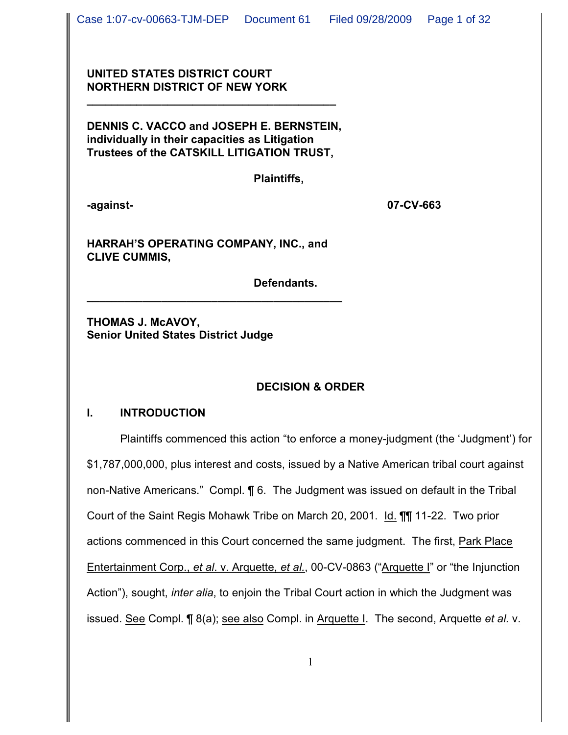**UNITED STATES DISTRICT COURT**
**NORTHERN DISTRICT OF NEW YORK**

---

**DENNIS C. VACCO and JOSEPH E. BERNSTEIN, individually in their capacities as Litigation Trustees of the CATSKILL LITIGATION TRUST,**

**Plaintiffs,**

**-against-** **07-CV-663**

**HARRAH'S OPERATING COMPANY, INC., and CLIVE CUMMIS,**

**Defendants.**

---

**THOMAS J. McAVOY,**
**Senior United States District Judge**

## DECISION & ORDER

## I. INTRODUCTION

Plaintiffs commenced this action "to enforce a money-judgment (the 'Judgment') for $1,787,000,000, plus interest and costs, issued by a Native American tribal court against non-Native Americans." Compl. ¶ 6. The Judgment was issued on default in the Tribal Court of the Saint Regis Mohawk Tribe on March 20, 2001. Id. ¶¶ 11-22. Two prior actions commenced in this Court concerned the same judgment. The first, Park Place Entertainment Corp., *et al*. v. Arquette, *et al.*, 00-CV-0863 ("Arquette I" or "the Injunction Action"), sought, *inter alia*, to enjoin the Tribal Court action in which the Judgment was issued. See Compl. ¶ 8(a); see also Compl. in Arquette I. The second, Arquette *et al.* v.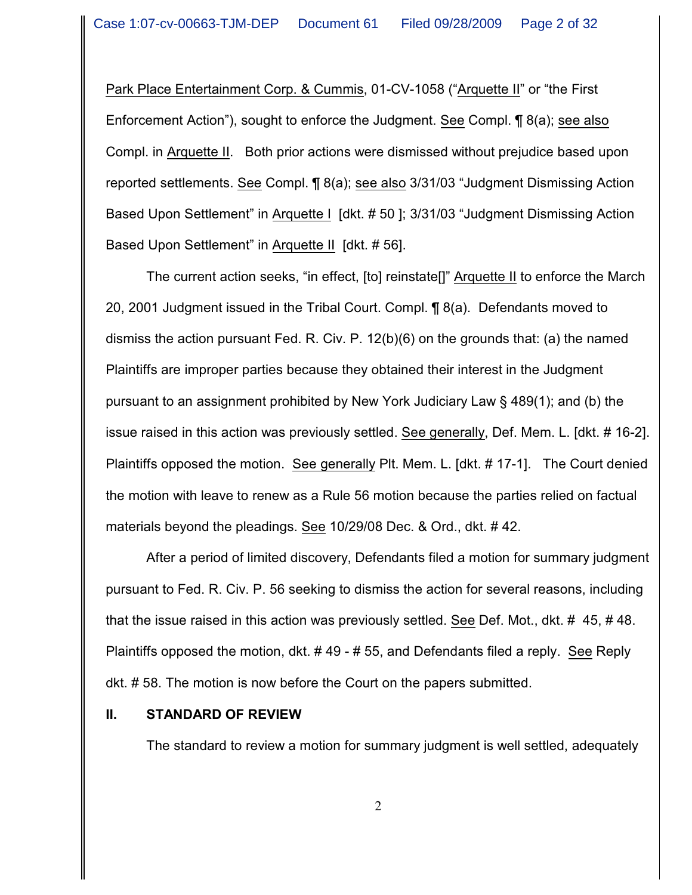Park Place Entertainment Corp. & Cummis, 01-CV-1058 ("Arquette II" or "the First Enforcement Action"), sought to enforce the Judgment. See Compl. ¶ 8(a); see also Compl. in Arquette II. Both prior actions were dismissed without prejudice based upon reported settlements. See Compl. ¶ 8(a); see also 3/31/03 "Judgment Dismissing Action Based Upon Settlement" in Arquette I [dkt. # 50 ]; 3/31/03 "Judgment Dismissing Action Based Upon Settlement" in Arquette II [dkt. # 56].

The current action seeks, "in effect, [to] reinstate[]" Arquette II to enforce the March 20, 2001 Judgment issued in the Tribal Court. Compl. ¶ 8(a). Defendants moved to dismiss the action pursuant Fed. R. Civ. P. 12(b)(6) on the grounds that: (a) the named Plaintiffs are improper parties because they obtained their interest in the Judgment pursuant to an assignment prohibited by New York Judiciary Law § 489(1); and (b) the issue raised in this action was previously settled. See generally, Def. Mem. L. [dkt. # 16-2]. Plaintiffs opposed the motion. See generally Plt. Mem. L. [dkt. # 17-1]. The Court denied the motion with leave to renew as a Rule 56 motion because the parties relied on factual materials beyond the pleadings. See 10/29/08 Dec. & Ord., dkt. # 42.

After a period of limited discovery, Defendants filed a motion for summary judgment pursuant to Fed. R. Civ. P. 56 seeking to dismiss the action for several reasons, including that the issue raised in this action was previously settled. See Def. Mot., dkt. # 45, # 48. Plaintiffs opposed the motion, dkt. # 49 - # 55, and Defendants filed a reply. See Reply dkt. # 58. The motion is now before the Court on the papers submitted.

## II. STANDARD OF REVIEW

The standard to review a motion for summary judgment is well settled, adequately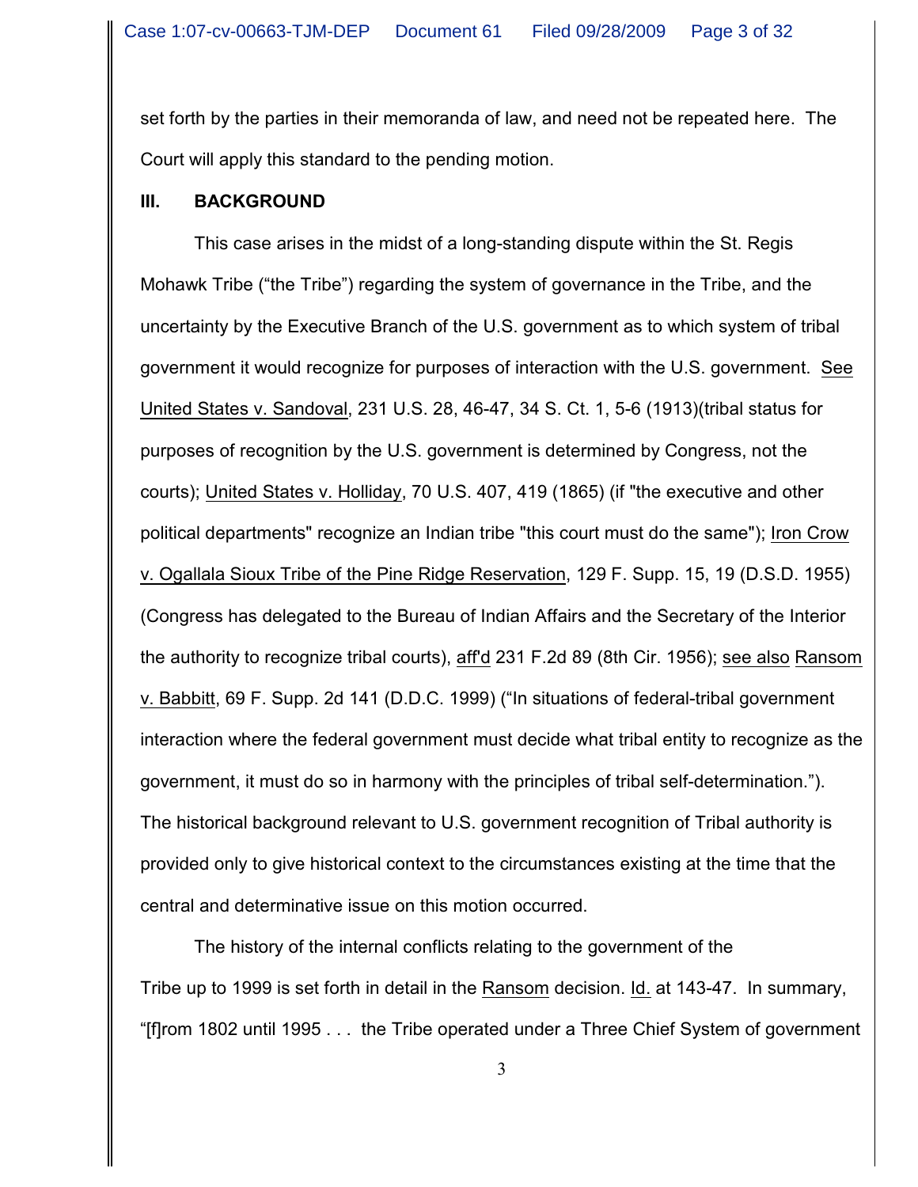set forth by the parties in their memoranda of law, and need not be repeated here. The Court will apply this standard to the pending motion.

## III. BACKGROUND

This case arises in the midst of a long-standing dispute within the St. Regis Mohawk Tribe ("the Tribe") regarding the system of governance in the Tribe, and the uncertainty by the Executive Branch of the U.S. government as to which system of tribal government it would recognize for purposes of interaction with the U.S. government. See United States v. Sandoval, 231 U.S. 28, 46-47, 34 S. Ct. 1, 5-6 (1913)(tribal status for purposes of recognition by the U.S. government is determined by Congress, not the courts); United States v. Holliday, 70 U.S. 407, 419 (1865) (if "the executive and other political departments" recognize an Indian tribe "this court must do the same"); Iron Crow v. Ogallala Sioux Tribe of the Pine Ridge Reservation, 129 F. Supp. 15, 19 (D.S.D. 1955) (Congress has delegated to the Bureau of Indian Affairs and the Secretary of the Interior the authority to recognize tribal courts), aff'd 231 F.2d 89 (8th Cir. 1956); see also Ransom v. Babbitt, 69 F. Supp. 2d 141 (D.D.C. 1999) ("In situations of federal-tribal government interaction where the federal government must decide what tribal entity to recognize as the government, it must do so in harmony with the principles of tribal self-determination."). The historical background relevant to U.S. government recognition of Tribal authority is provided only to give historical context to the circumstances existing at the time that the central and determinative issue on this motion occurred.

The history of the internal conflicts relating to the government of the Tribe up to 1999 is set forth in detail in the Ransom decision. Id. at 143-47. In summary, "[f]rom 1802 until 1995 . . . the Tribe operated under a Three Chief System of government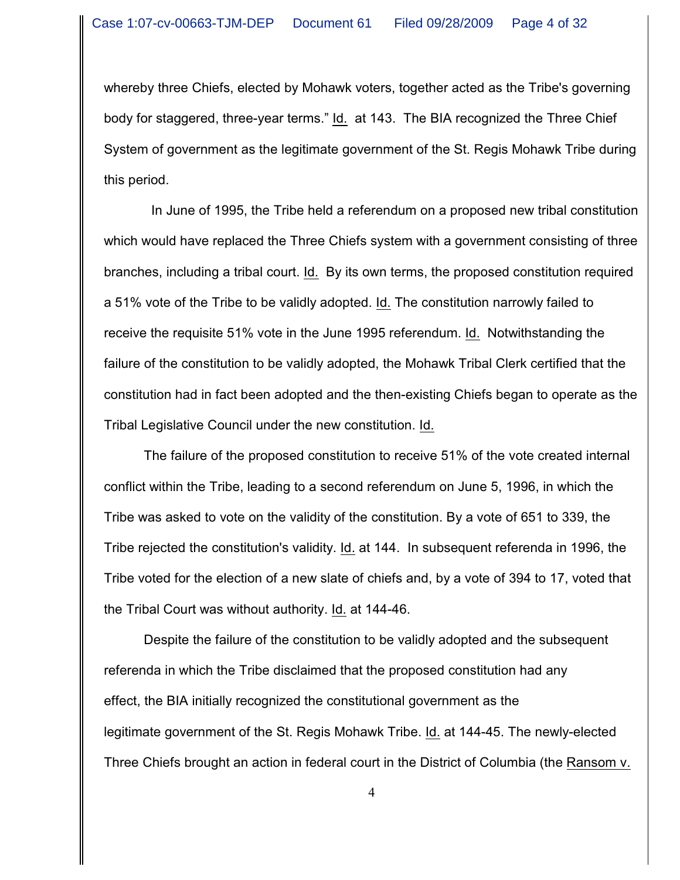whereby three Chiefs, elected by Mohawk voters, together acted as the Tribe's governing body for staggered, three-year terms." Id. at 143. The BIA recognized the Three Chief System of government as the legitimate government of the St. Regis Mohawk Tribe during this period.

In June of 1995, the Tribe held a referendum on a proposed new tribal constitution which would have replaced the Three Chiefs system with a government consisting of three branches, including a tribal court. Id. By its own terms, the proposed constitution required a 51% vote of the Tribe to be validly adopted. Id. The constitution narrowly failed to receive the requisite 51% vote in the June 1995 referendum. Id. Notwithstanding the failure of the constitution to be validly adopted, the Mohawk Tribal Clerk certified that the constitution had in fact been adopted and the then-existing Chiefs began to operate as the Tribal Legislative Council under the new constitution. Id.

The failure of the proposed constitution to receive 51% of the vote created internal conflict within the Tribe, leading to a second referendum on June 5, 1996, in which the Tribe was asked to vote on the validity of the constitution. By a vote of 651 to 339, the Tribe rejected the constitution's validity. Id. at 144. In subsequent referenda in 1996, the Tribe voted for the election of a new slate of chiefs and, by a vote of 394 to 17, voted that the Tribal Court was without authority. Id. at 144-46.

Despite the failure of the constitution to be validly adopted and the subsequent referenda in which the Tribe disclaimed that the proposed constitution had any effect, the BIA initially recognized the constitutional government as the legitimate government of the St. Regis Mohawk Tribe. Id. at 144-45. The newly-elected Three Chiefs brought an action in federal court in the District of Columbia (the Ransom v.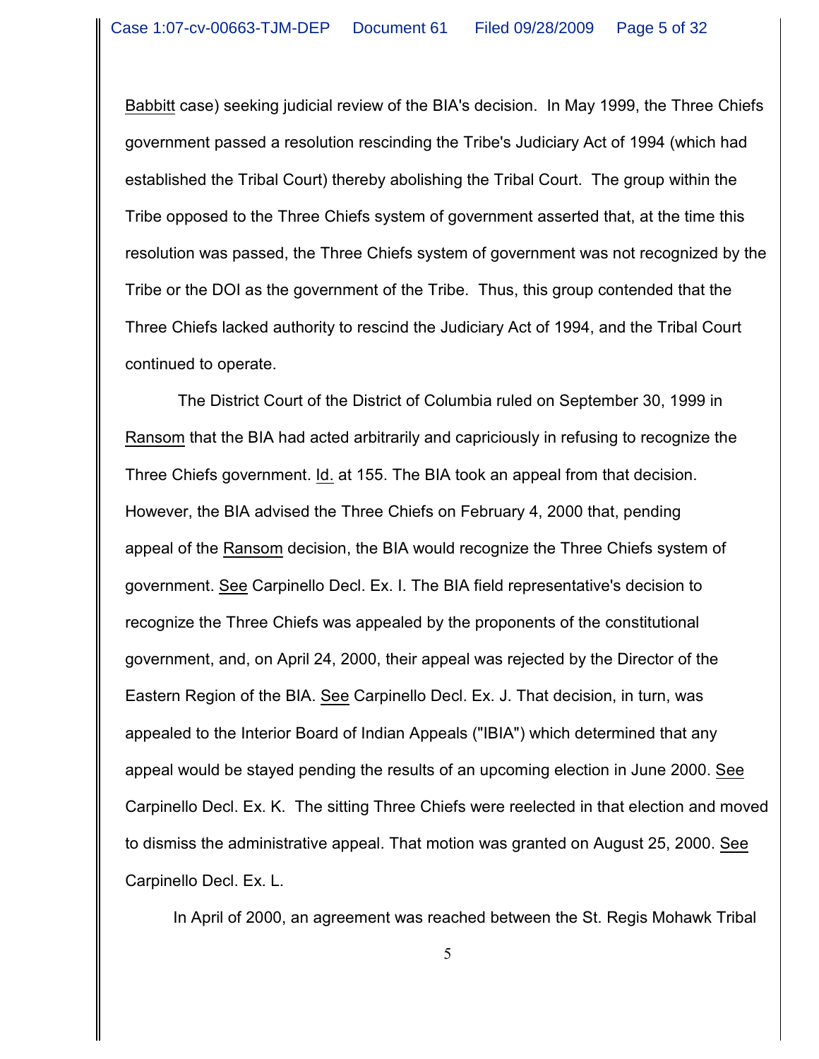Babbitt case) seeking judicial review of the BIA's decision. In May 1999, the Three Chiefs government passed a resolution rescinding the Tribe's Judiciary Act of 1994 (which had established the Tribal Court) thereby abolishing the Tribal Court. The group within the Tribe opposed to the Three Chiefs system of government asserted that, at the time this resolution was passed, the Three Chiefs system of government was not recognized by the Tribe or the DOI as the government of the Tribe. Thus, this group contended that the Three Chiefs lacked authority to rescind the Judiciary Act of 1994, and the Tribal Court continued to operate.

The District Court of the District of Columbia ruled on September 30, 1999 in Ransom that the BIA had acted arbitrarily and capriciously in refusing to recognize the Three Chiefs government. Id. at 155. The BIA took an appeal from that decision. However, the BIA advised the Three Chiefs on February 4, 2000 that, pending appeal of the Ransom decision, the BIA would recognize the Three Chiefs system of government. See Carpinello Decl. Ex. I. The BIA field representative's decision to recognize the Three Chiefs was appealed by the proponents of the constitutional government, and, on April 24, 2000, their appeal was rejected by the Director of the Eastern Region of the BIA. See Carpinello Decl. Ex. J. That decision, in turn, was appealed to the Interior Board of Indian Appeals ("IBIA") which determined that any appeal would be stayed pending the results of an upcoming election in June 2000. See Carpinello Decl. Ex. K. The sitting Three Chiefs were reelected in that election and moved to dismiss the administrative appeal. That motion was granted on August 25, 2000. See Carpinello Decl. Ex. L.

In April of 2000, an agreement was reached between the St. Regis Mohawk Tribal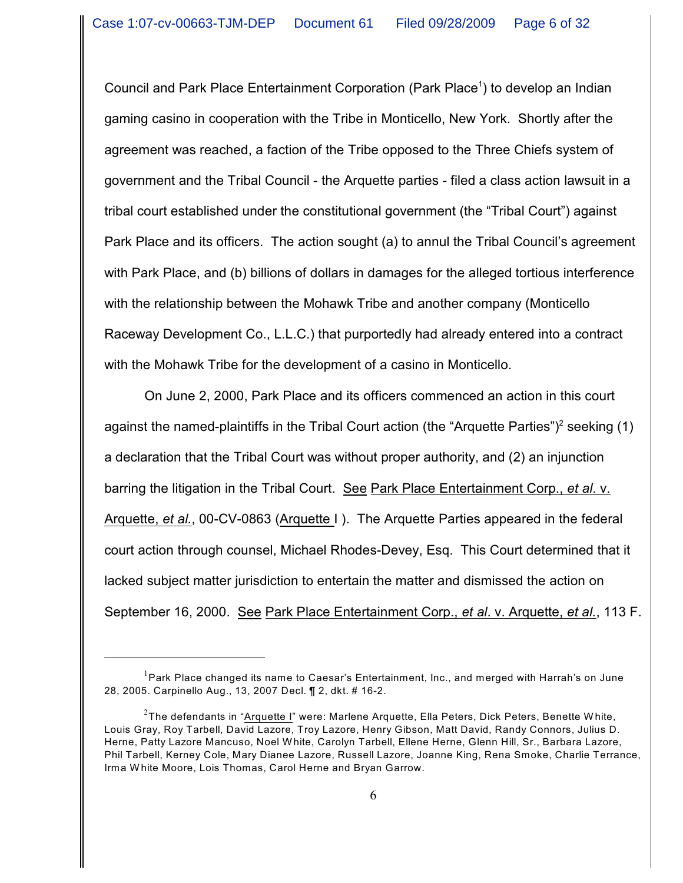Council and Park Place Entertainment Corporation (Park Place[1]) to develop an Indian gaming casino in cooperation with the Tribe in Monticello, New York. Shortly after the agreement was reached, a faction of the Tribe opposed to the Three Chiefs system of government and the Tribal Council - the Arquette parties - filed a class action lawsuit in a tribal court established under the constitutional government (the "Tribal Court") against Park Place and its officers. The action sought (a) to annul the Tribal Council's agreement with Park Place, and (b) billions of dollars in damages for the alleged tortious interference with the relationship between the Mohawk Tribe and another company (Monticello Raceway Development Co., L.L.C.) that purportedly had already entered into a contract with the Mohawk Tribe for the development of a casino in Monticello.

On June 2, 2000, Park Place and its officers commenced an action in this court against the named-plaintiffs in the Tribal Court action (the "Arquette Parties")[2] seeking (1) a declaration that the Tribal Court was without proper authority, and (2) an injunction barring the litigation in the Tribal Court. See Park Place Entertainment Corp., *et al*. v. Arquette, *et al.*, 00-CV-0863 (Arquette I ). The Arquette Parties appeared in the federal court action through counsel, Michael Rhodes-Devey, Esq. This Court determined that it lacked subject matter jurisdiction to entertain the matter and dismissed the action on September 16, 2000. See Park Place Entertainment Corp., *et al*. v. Arquette, *et al.*, 113 F.

---

[1] Park Place changed its name to Caesar's Entertainment, Inc., and merged with Harrah's on June 28, 2005. Carpinello Aug., 13, 2007 Decl. ¶ 2, dkt. # 16-2.

[2] The defendants in "Arquette I" were: Marlene Arquette, Ella Peters, Dick Peters, Benette White, Louis Gray, Roy Tarbell, David Lazore, Troy Lazore, Henry Gibson, Matt David, Randy Connors, Julius D. Herne, Patty Lazore Mancuso, Noel White, Carolyn Tarbell, Ellene Herne, Glenn Hill, Sr., Barbara Lazore, Phil Tarbell, Kerney Cole, Mary Dianee Lazore, Russell Lazore, Joanne King, Rena Smoke, Charlie Terrance, Irma White Moore, Lois Thomas, Carol Herne and Bryan Garrow.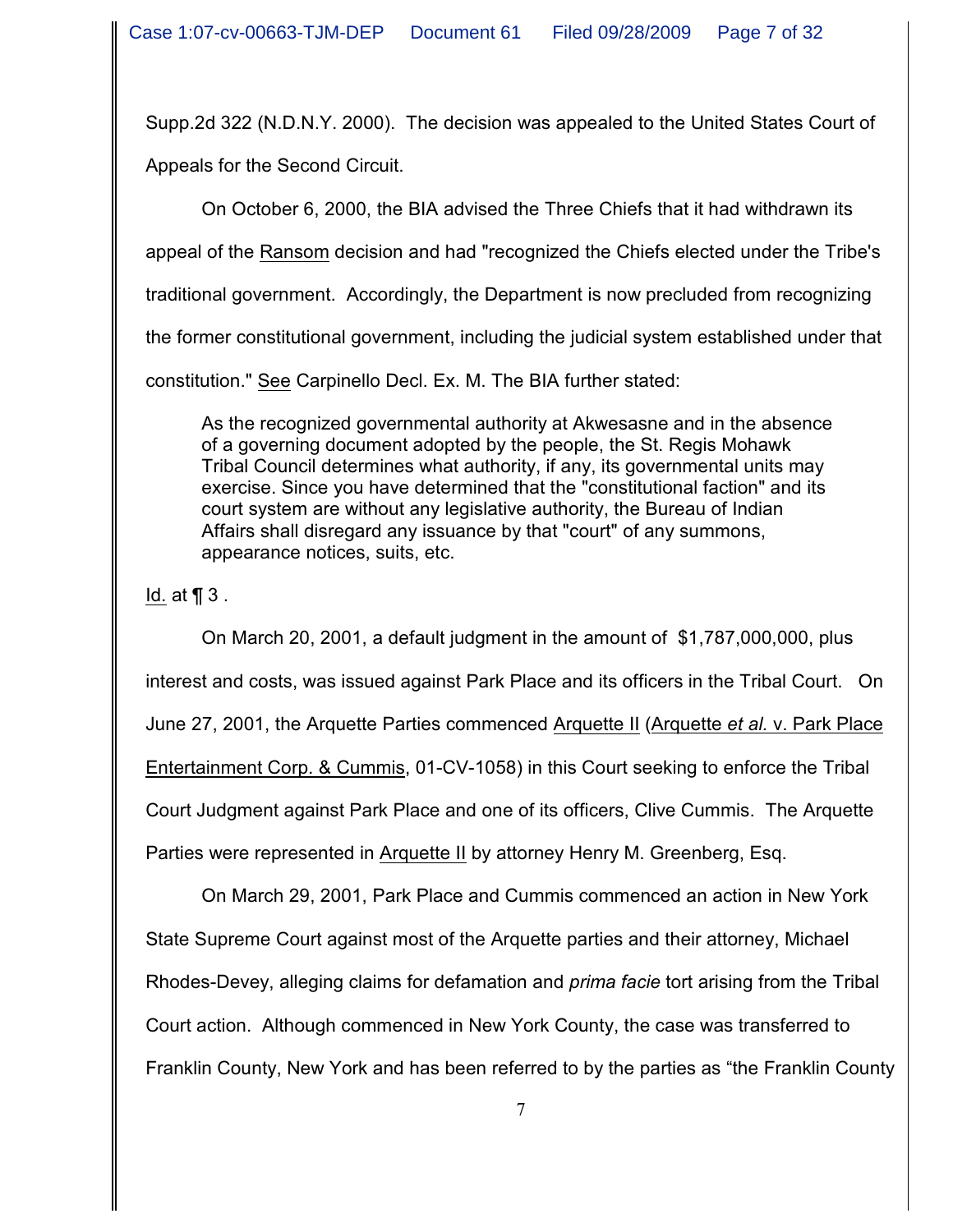Supp.2d 322 (N.D.N.Y. 2000). The decision was appealed to the United States Court of Appeals for the Second Circuit.

On October 6, 2000, the BIA advised the Three Chiefs that it had withdrawn its appeal of the Ransom decision and had "recognized the Chiefs elected under the Tribe's traditional government. Accordingly, the Department is now precluded from recognizing the former constitutional government, including the judicial system established under that constitution." See Carpinello Decl. Ex. M. The BIA further stated:

> As the recognized governmental authority at Akwesasne and in the absence of a governing document adopted by the people, the St. Regis Mohawk Tribal Council determines what authority, if any, its governmental units may exercise. Since you have determined that the "constitutional faction" and its court system are without any legislative authority, the Bureau of Indian Affairs shall disregard any issuance by that "court" of any summons, appearance notices, suits, etc.

Id. at ¶ 3 .

On March 20, 2001, a default judgment in the amount of $1,787,000,000, plus interest and costs, was issued against Park Place and its officers in the Tribal Court. On June 27, 2001, the Arquette Parties commenced Arquette II (Arquette *et al.* v. Park Place Entertainment Corp. & Cummis, 01-CV-1058) in this Court seeking to enforce the Tribal Court Judgment against Park Place and one of its officers, Clive Cummis. The Arquette Parties were represented in Arquette II by attorney Henry M. Greenberg, Esq.

On March 29, 2001, Park Place and Cummis commenced an action in New York State Supreme Court against most of the Arquette parties and their attorney, Michael Rhodes-Devey, alleging claims for defamation and *prima facie* tort arising from the Tribal Court action. Although commenced in New York County, the case was transferred to Franklin County, New York and has been referred to by the parties as "the Franklin County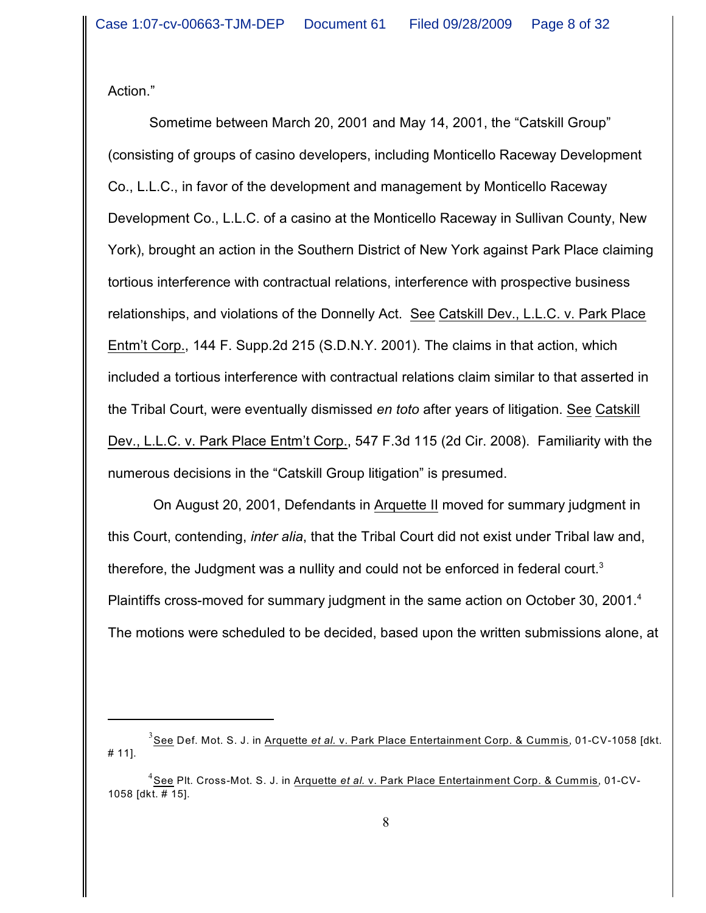Action."

Sometime between March 20, 2001 and May 14, 2001, the "Catskill Group" (consisting of groups of casino developers, including Monticello Raceway Development Co., L.L.C., in favor of the development and management by Monticello Raceway Development Co., L.L.C. of a casino at the Monticello Raceway in Sullivan County, New York), brought an action in the Southern District of New York against Park Place claiming tortious interference with contractual relations, interference with prospective business relationships, and violations of the Donnelly Act. See Catskill Dev., L.L.C. v. Park Place Entm't Corp., 144 F. Supp.2d 215 (S.D.N.Y. 2001). The claims in that action, which included a tortious interference with contractual relations claim similar to that asserted in the Tribal Court, were eventually dismissed *en toto* after years of litigation. See Catskill Dev., L.L.C. v. Park Place Entm't Corp., 547 F.3d 115 (2d Cir. 2008). Familiarity with the numerous decisions in the "Catskill Group litigation" is presumed.

On August 20, 2001, Defendants in Arquette II moved for summary judgment in this Court, contending, *inter alia*, that the Tribal Court did not exist under Tribal law and, therefore, the Judgment was a nullity and could not be enforced in federal court.[3] Plaintiffs cross-moved for summary judgment in the same action on October 30, 2001.[4] The motions were scheduled to be decided, based upon the written submissions alone, at

---

[3] See Def. Mot. S. J. in Arquette *et al.* v. Park Place Entertainment Corp. & Cummis, 01-CV-1058 [dkt. # 11].

[4] See Plt. Cross-Mot. S. J. in Arquette *et al.* v. Park Place Entertainment Corp. & Cummis, 01-CV-1058 [dkt. # 15].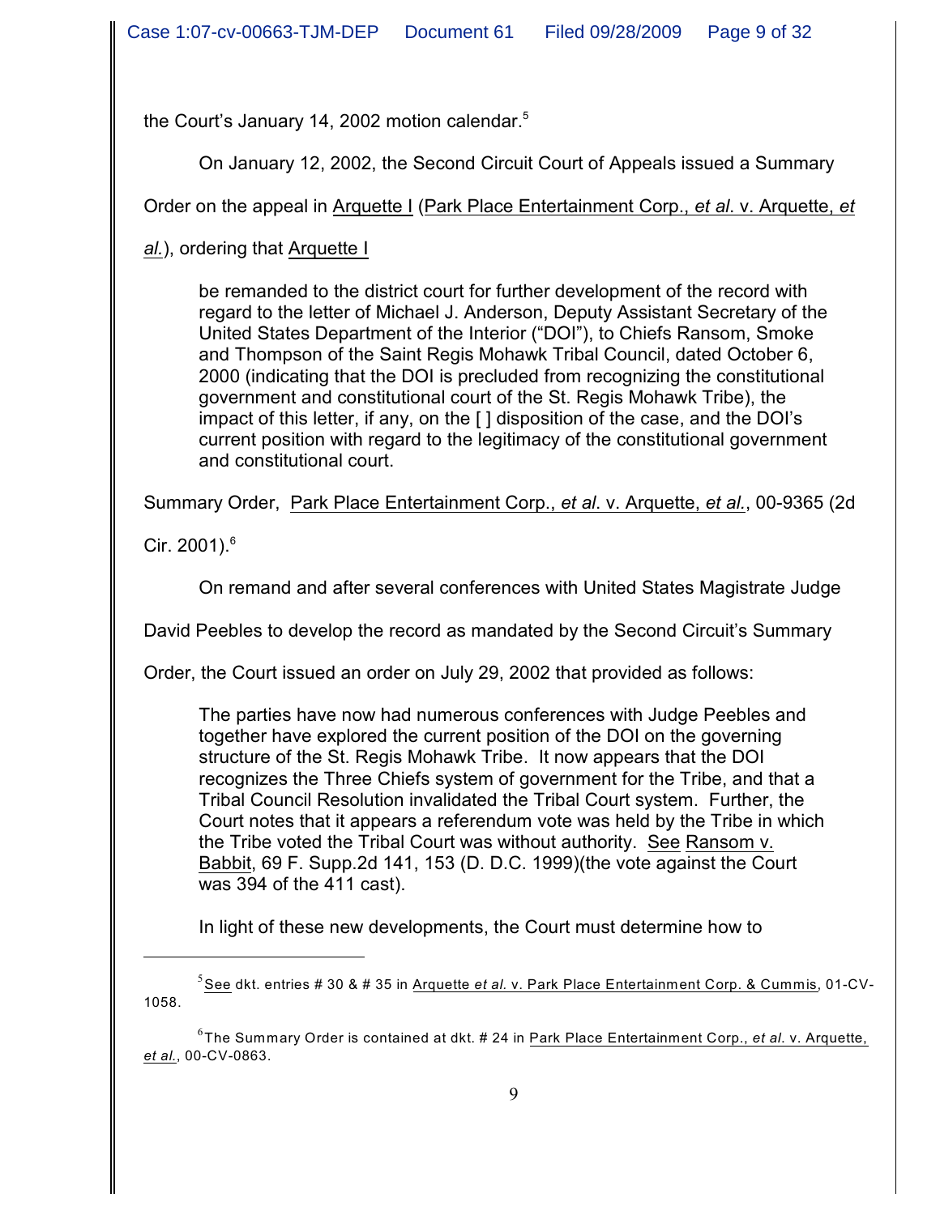the Court's January 14, 2002 motion calendar.[5]

On January 12, 2002, the Second Circuit Court of Appeals issued a Summary Order on the appeal in Arquette I (Park Place Entertainment Corp., *et al*. v. Arquette, *et al.*), ordering that Arquette I

> be remanded to the district court for further development of the record with regard to the letter of Michael J. Anderson, Deputy Assistant Secretary of the United States Department of the Interior ("DOI"), to Chiefs Ransom, Smoke and Thompson of the Saint Regis Mohawk Tribal Council, dated October 6, 2000 (indicating that the DOI is precluded from recognizing the constitutional government and constitutional court of the St. Regis Mohawk Tribe), the impact of this letter, if any, on the [ ] disposition of the case, and the DOI's current position with regard to the legitimacy of the constitutional government and constitutional court.

Summary Order, Park Place Entertainment Corp., *et al*. v. Arquette, *et al.*, 00-9365 (2d Cir. 2001).[6]

On remand and after several conferences with United States Magistrate Judge David Peebles to develop the record as mandated by the Second Circuit's Summary Order, the Court issued an order on July 29, 2002 that provided as follows:

> The parties have now had numerous conferences with Judge Peebles and together have explored the current position of the DOI on the governing structure of the St. Regis Mohawk Tribe. It now appears that the DOI recognizes the Three Chiefs system of government for the Tribe, and that a Tribal Council Resolution invalidated the Tribal Court system. Further, the Court notes that it appears a referendum vote was held by the Tribe in which the Tribe voted the Tribal Court was without authority. See Ransom v. Babbit, 69 F. Supp.2d 141, 153 (D. D.C. 1999)(the vote against the Court was 394 of the 411 cast).
>
> In light of these new developments, the Court must determine how to

---

[5] See dkt. entries # 30 & # 35 in Arquette *et al.* v. Park Place Entertainment Corp. & Cummis, 01-CV-1058.

[6] The Summary Order is contained at dkt. # 24 in Park Place Entertainment Corp., *et al*. v. Arquette, *et al.*, 00-CV-0863.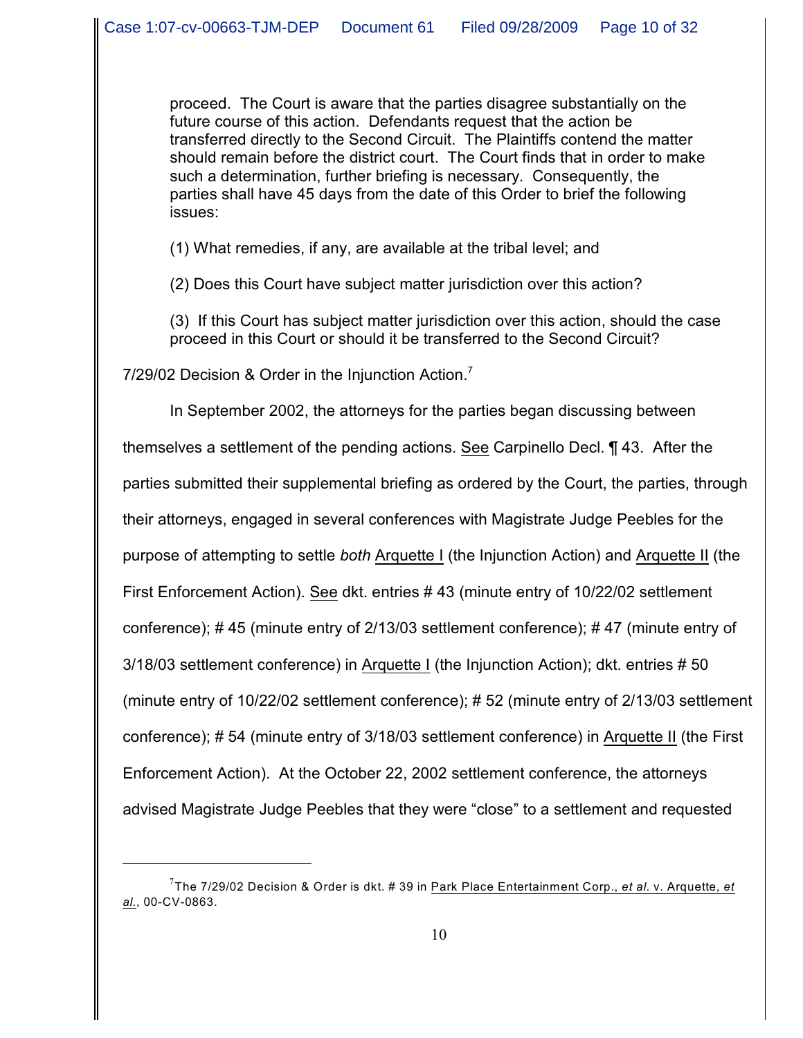> proceed. The Court is aware that the parties disagree substantially on the future course of this action. Defendants request that the action be transferred directly to the Second Circuit. The Plaintiffs contend the matter should remain before the district court. The Court finds that in order to make such a determination, further briefing is necessary. Consequently, the parties shall have 45 days from the date of this Order to brief the following issues:
>
> (1) What remedies, if any, are available at the tribal level; and
>
> (2) Does this Court have subject matter jurisdiction over this action?
>
> (3) If this Court has subject matter jurisdiction over this action, should the case proceed in this Court or should it be transferred to the Second Circuit?

7/29/02 Decision & Order in the Injunction Action.[7]

In September 2002, the attorneys for the parties began discussing between themselves a settlement of the pending actions. See Carpinello Decl. ¶ 43. After the parties submitted their supplemental briefing as ordered by the Court, the parties, through their attorneys, engaged in several conferences with Magistrate Judge Peebles for the purpose of attempting to settle *both* Arquette I (the Injunction Action) and Arquette II (the First Enforcement Action). See dkt. entries # 43 (minute entry of 10/22/02 settlement conference); # 45 (minute entry of 2/13/03 settlement conference); # 47 (minute entry of 3/18/03 settlement conference) in Arquette I (the Injunction Action); dkt. entries # 50 (minute entry of 10/22/02 settlement conference); # 52 (minute entry of 2/13/03 settlement conference); # 54 (minute entry of 3/18/03 settlement conference) in Arquette II (the First Enforcement Action). At the October 22, 2002 settlement conference, the attorneys advised Magistrate Judge Peebles that they were "close" to a settlement and requested

---

[7] The 7/29/02 Decision & Order is dkt. # 39 in Park Place Entertainment Corp., *et al.* v. Arquette, *et al.*, 00-CV-0863.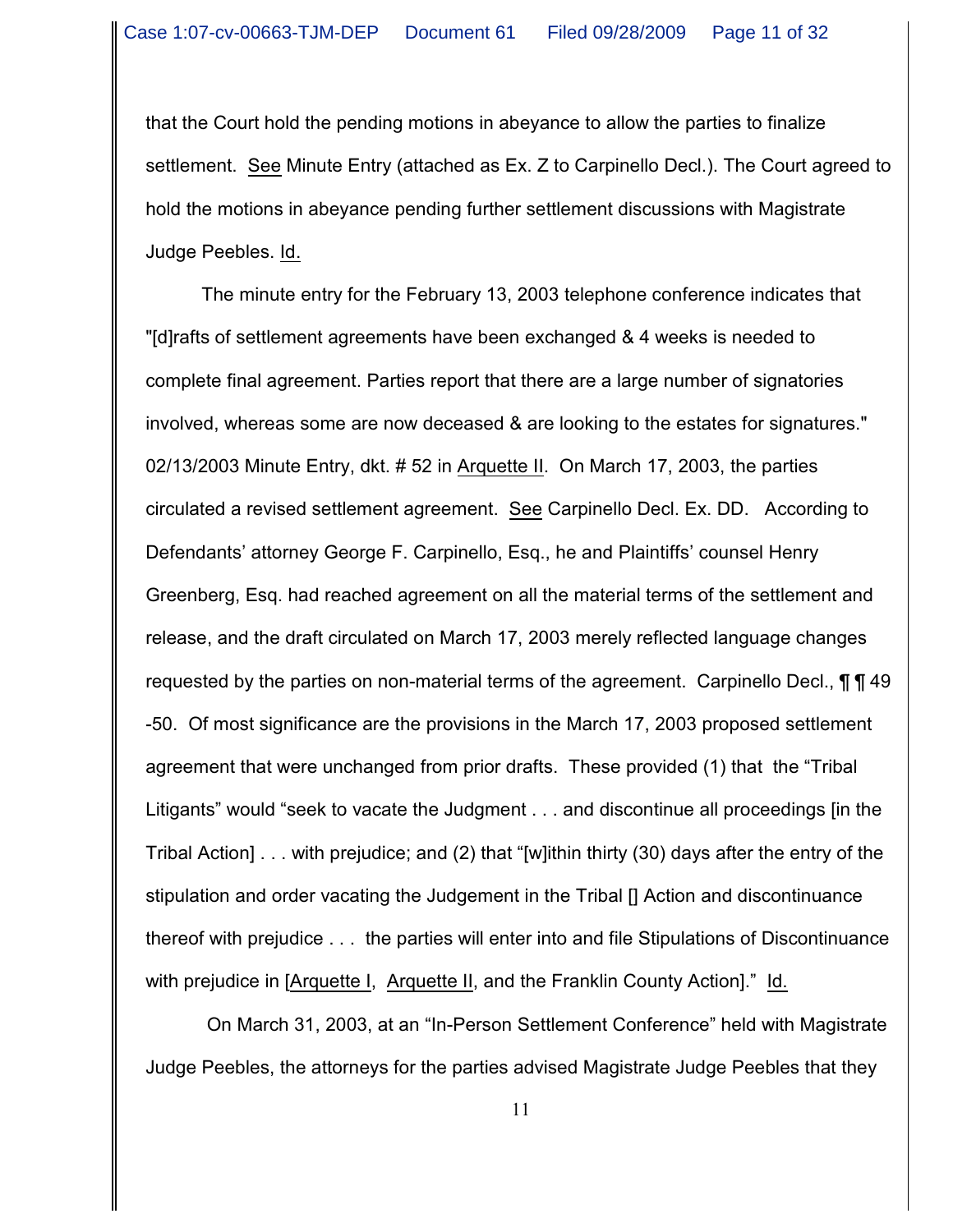that the Court hold the pending motions in abeyance to allow the parties to finalize settlement. See Minute Entry (attached as Ex. Z to Carpinello Decl.). The Court agreed to hold the motions in abeyance pending further settlement discussions with Magistrate Judge Peebles. Id.

The minute entry for the February 13, 2003 telephone conference indicates that "[d]rafts of settlement agreements have been exchanged & 4 weeks is needed to complete final agreement. Parties report that there are a large number of signatories involved, whereas some are now deceased & are looking to the estates for signatures." 02/13/2003 Minute Entry, dkt. # 52 in Arquette II. On March 17, 2003, the parties circulated a revised settlement agreement. See Carpinello Decl. Ex. DD. According to Defendants' attorney George F. Carpinello, Esq., he and Plaintiffs' counsel Henry Greenberg, Esq. had reached agreement on all the material terms of the settlement and release, and the draft circulated on March 17, 2003 merely reflected language changes requested by the parties on non-material terms of the agreement. Carpinello Decl., ¶ ¶ 49 -50. Of most significance are the provisions in the March 17, 2003 proposed settlement agreement that were unchanged from prior drafts. These provided (1) that the "Tribal Litigants" would "seek to vacate the Judgment . . . and discontinue all proceedings [in the Tribal Action] . . . with prejudice; and (2) that "[w]ithin thirty (30) days after the entry of the stipulation and order vacating the Judgement in the Tribal [] Action and discontinuance thereof with prejudice . . . the parties will enter into and file Stipulations of Discontinuance with prejudice in [Arquette I, Arquette II, and the Franklin County Action]." Id.

On March 31, 2003, at an "In-Person Settlement Conference" held with Magistrate Judge Peebles, the attorneys for the parties advised Magistrate Judge Peebles that they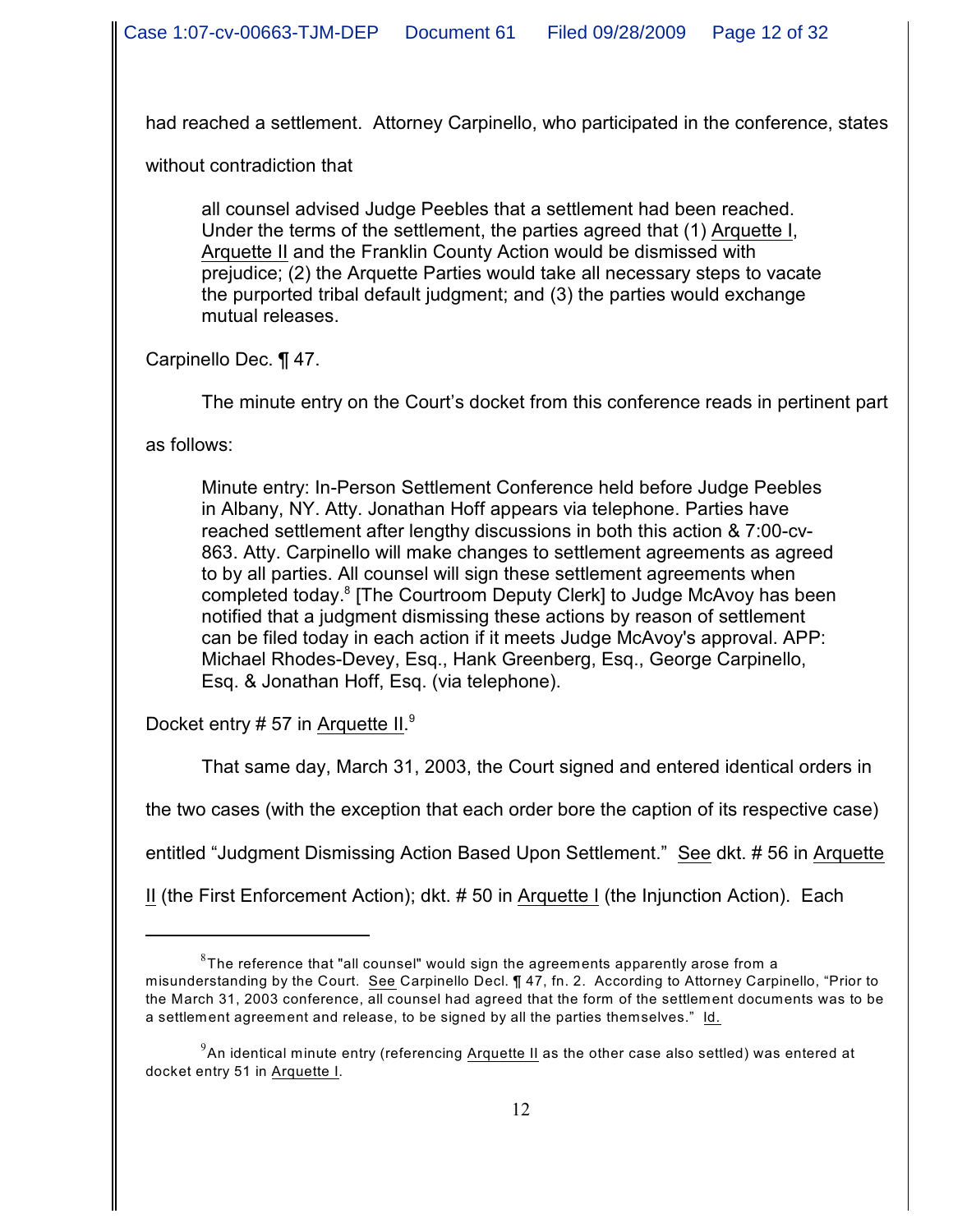had reached a settlement. Attorney Carpinello, who participated in the conference, states without contradiction that

> all counsel advised Judge Peebles that a settlement had been reached. Under the terms of the settlement, the parties agreed that (1) Arquette I, Arquette II and the Franklin County Action would be dismissed with prejudice; (2) the Arquette Parties would take all necessary steps to vacate the purported tribal default judgment; and (3) the parties would exchange mutual releases.

Carpinello Dec. ¶ 47.

The minute entry on the Court's docket from this conference reads in pertinent part as follows:

> Minute entry: In-Person Settlement Conference held before Judge Peebles in Albany, NY. Atty. Jonathan Hoff appears via telephone. Parties have reached settlement after lengthy discussions in both this action & 7:00-cv-863. Atty. Carpinello will make changes to settlement agreements as agreed to by all parties. All counsel will sign these settlement agreements when completed today.[8] [The Courtroom Deputy Clerk] to Judge McAvoy has been notified that a judgment dismissing these actions by reason of settlement can be filed today in each action if it meets Judge McAvoy's approval. APP: Michael Rhodes-Devey, Esq., Hank Greenberg, Esq., George Carpinello, Esq. & Jonathan Hoff, Esq. (via telephone).

Docket entry # 57 in Arquette II.[9]

That same day, March 31, 2003, the Court signed and entered identical orders in the two cases (with the exception that each order bore the caption of its respective case) entitled "Judgment Dismissing Action Based Upon Settlement." See dkt. # 56 in Arquette II (the First Enforcement Action); dkt. # 50 in Arquette I (the Injunction Action). Each

---

[8] The reference that "all counsel" would sign the agreements apparently arose from a misunderstanding by the Court. See Carpinello Decl. ¶ 47, fn. 2. According to Attorney Carpinello, "Prior to the March 31, 2003 conference, all counsel had agreed that the form of the settlement documents was to be a settlement agreement and release, to be signed by all the parties themselves." Id.

[9] An identical minute entry (referencing Arquette II as the other case also settled) was entered at docket entry 51 in Arquette I.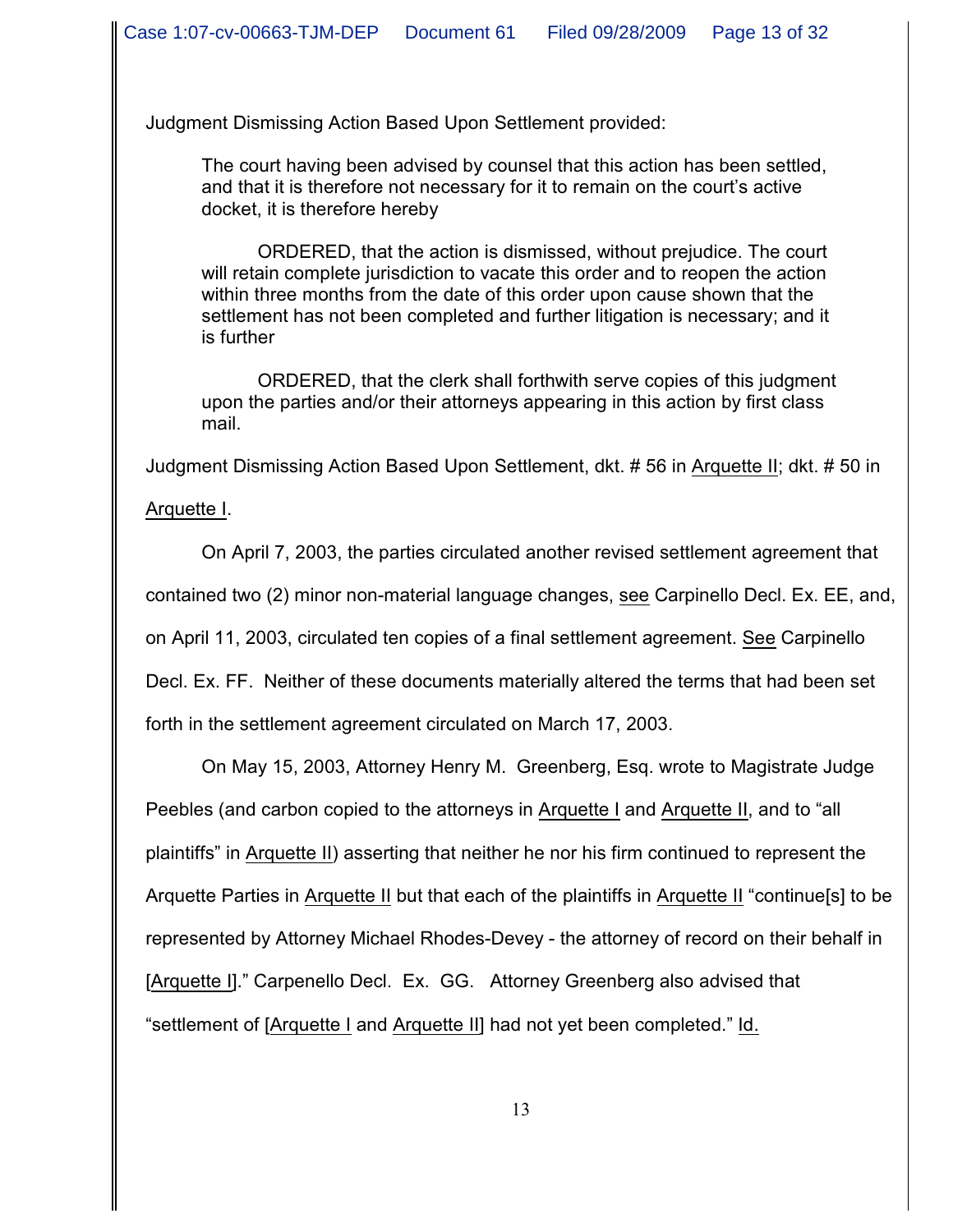Judgment Dismissing Action Based Upon Settlement provided:

> The court having been advised by counsel that this action has been settled, and that it is therefore not necessary for it to remain on the court's active docket, it is therefore hereby
>
> ORDERED, that the action is dismissed, without prejudice. The court will retain complete jurisdiction to vacate this order and to reopen the action within three months from the date of this order upon cause shown that the settlement has not been completed and further litigation is necessary; and it is further
>
> ORDERED, that the clerk shall forthwith serve copies of this judgment upon the parties and/or their attorneys appearing in this action by first class mail.

Judgment Dismissing Action Based Upon Settlement, dkt. # 56 in Arquette II; dkt. # 50 in Arquette I.

On April 7, 2003, the parties circulated another revised settlement agreement that contained two (2) minor non-material language changes, see Carpinello Decl. Ex. EE, and, on April 11, 2003, circulated ten copies of a final settlement agreement. See Carpinello Decl. Ex. FF. Neither of these documents materially altered the terms that had been set forth in the settlement agreement circulated on March 17, 2003.

On May 15, 2003, Attorney Henry M. Greenberg, Esq. wrote to Magistrate Judge Peebles (and carbon copied to the attorneys in Arquette I and Arquette II, and to "all plaintiffs" in Arquette II) asserting that neither he nor his firm continued to represent the Arquette Parties in Arquette II but that each of the plaintiffs in Arquette II "continue[s] to be represented by Attorney Michael Rhodes-Devey - the attorney of record on their behalf in [Arquette I]." Carpenello Decl. Ex. GG. Attorney Greenberg also advised that "settlement of [Arquette I and Arquette II] had not yet been completed." Id.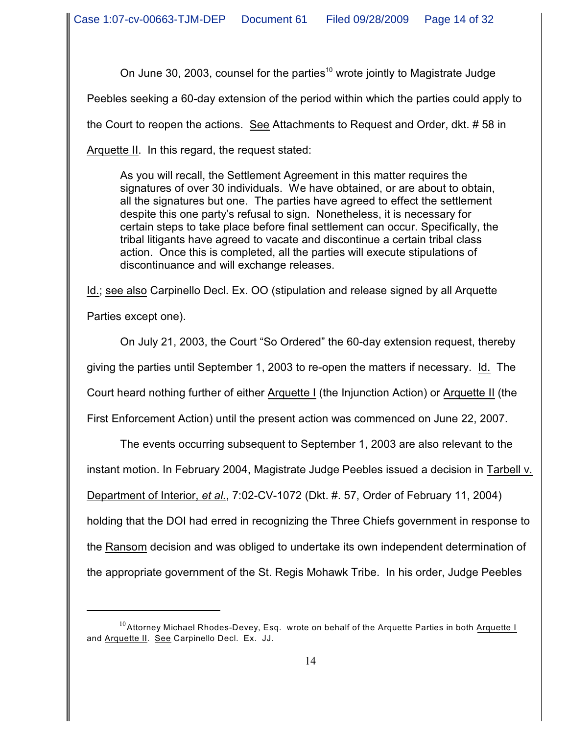On June 30, 2003, counsel for the parties[10] wrote jointly to Magistrate Judge Peebles seeking a 60-day extension of the period within which the parties could apply to the Court to reopen the actions. See Attachments to Request and Order, dkt. # 58 in Arquette II. In this regard, the request stated:

> As you will recall, the Settlement Agreement in this matter requires the signatures of over 30 individuals. We have obtained, or are about to obtain, all the signatures but one. The parties have agreed to effect the settlement despite this one party's refusal to sign. Nonetheless, it is necessary for certain steps to take place before final settlement can occur. Specifically, the tribal litigants have agreed to vacate and discontinue a certain tribal class action. Once this is completed, all the parties will execute stipulations of discontinuance and will exchange releases.

Id.; see also Carpinello Decl. Ex. OO (stipulation and release signed by all Arquette Parties except one).

On July 21, 2003, the Court "So Ordered" the 60-day extension request, thereby giving the parties until September 1, 2003 to re-open the matters if necessary. Id. The Court heard nothing further of either Arquette I (the Injunction Action) or Arquette II (the First Enforcement Action) until the present action was commenced on June 22, 2007.

The events occurring subsequent to September 1, 2003 are also relevant to the instant motion. In February 2004, Magistrate Judge Peebles issued a decision in Tarbell v. Department of Interior, *et al.*, 7:02-CV-1072 (Dkt. #. 57, Order of February 11, 2004) holding that the DOI had erred in recognizing the Three Chiefs government in response to the Ransom decision and was obliged to undertake its own independent determination of the appropriate government of the St. Regis Mohawk Tribe. In his order, Judge Peebles

---

[10] Attorney Michael Rhodes-Devey, Esq. wrote on behalf of the Arquette Parties in both Arquette I and Arquette II. See Carpinello Decl. Ex. JJ.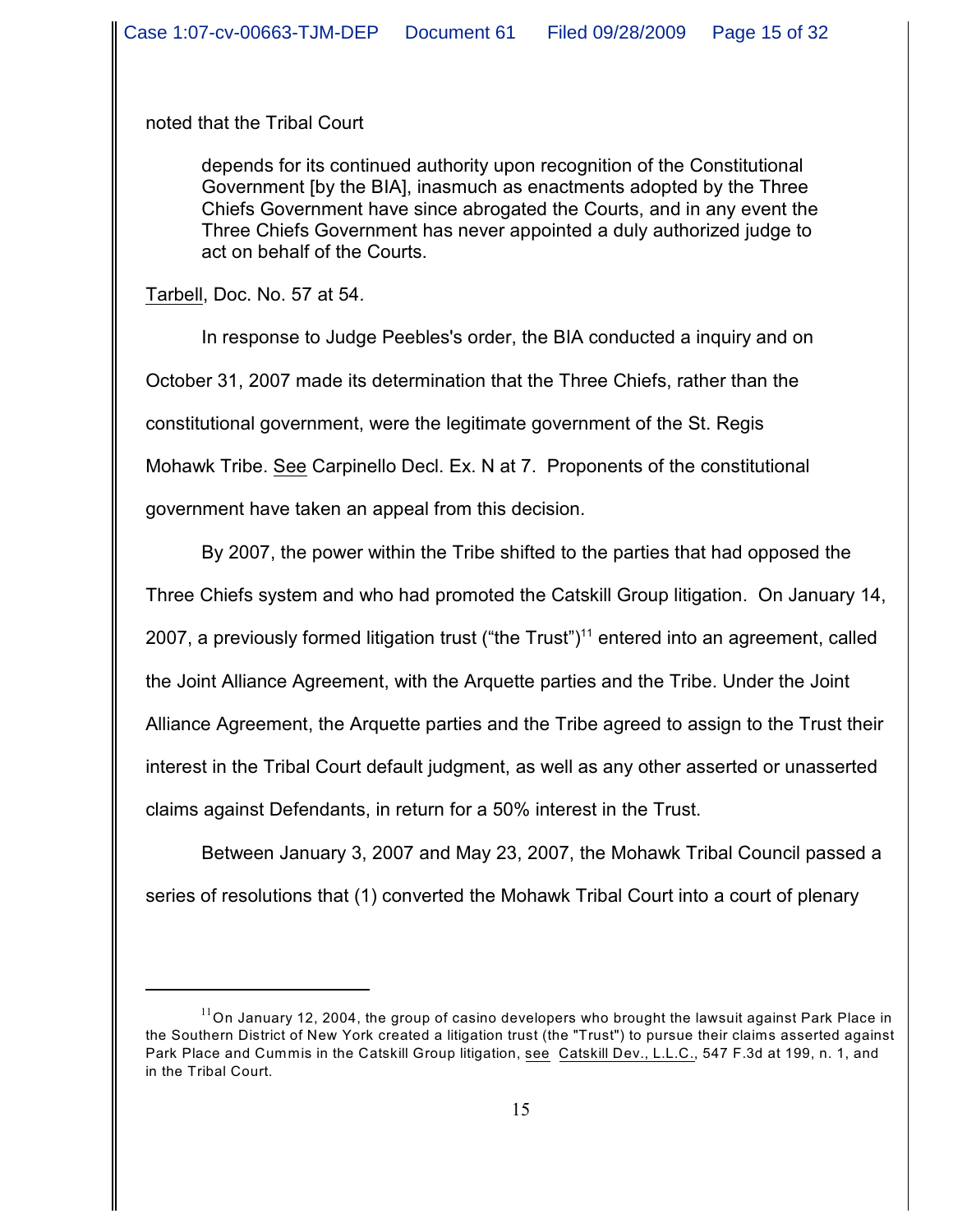noted that the Tribal Court

> depends for its continued authority upon recognition of the Constitutional Government [by the BIA], inasmuch as enactments adopted by the Three Chiefs Government have since abrogated the Courts, and in any event the Three Chiefs Government has never appointed a duly authorized judge to act on behalf of the Courts.

Tarbell, Doc. No. 57 at 54.

In response to Judge Peebles's order, the BIA conducted a inquiry and on October 31, 2007 made its determination that the Three Chiefs, rather than the constitutional government, were the legitimate government of the St. Regis Mohawk Tribe. See Carpinello Decl. Ex. N at 7. Proponents of the constitutional government have taken an appeal from this decision.

By 2007, the power within the Tribe shifted to the parties that had opposed the Three Chiefs system and who had promoted the Catskill Group litigation. On January 14, 2007, a previously formed litigation trust ("the Trust")[11] entered into an agreement, called the Joint Alliance Agreement, with the Arquette parties and the Tribe. Under the Joint Alliance Agreement, the Arquette parties and the Tribe agreed to assign to the Trust their interest in the Tribal Court default judgment, as well as any other asserted or unasserted claims against Defendants, in return for a 50% interest in the Trust.

Between January 3, 2007 and May 23, 2007, the Mohawk Tribal Council passed a series of resolutions that (1) converted the Mohawk Tribal Court into a court of plenary

---

[11] On January 12, 2004, the group of casino developers who brought the lawsuit against Park Place in the Southern District of New York created a litigation trust (the "Trust") to pursue their claims asserted against Park Place and Cummis in the Catskill Group litigation, see Catskill Dev., L.L.C., 547 F.3d at 199, n. 1, and in the Tribal Court.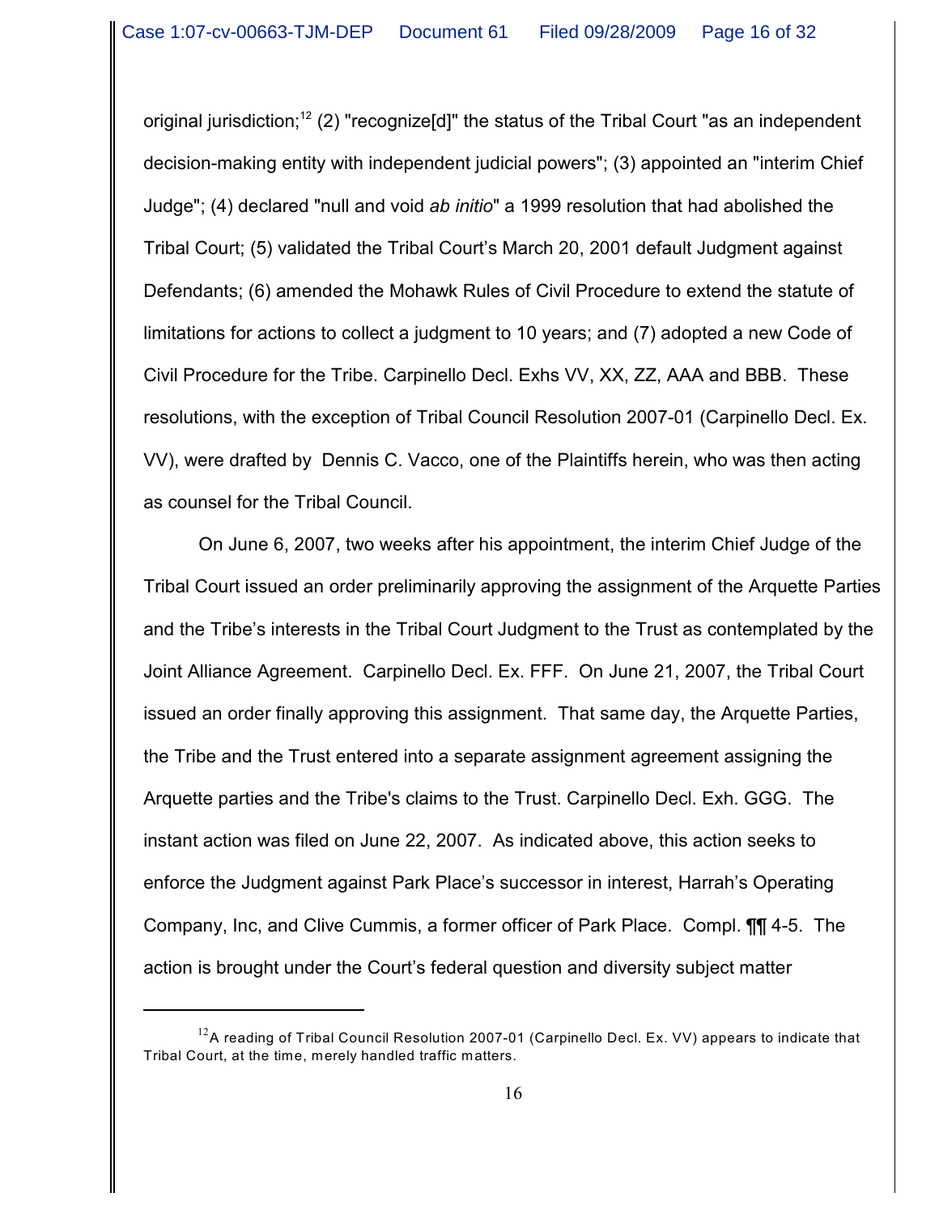original jurisdiction;[12] (2) "recognize[d]" the status of the Tribal Court "as an independent decision-making entity with independent judicial powers"; (3) appointed an "interim Chief Judge"; (4) declared "null and void *ab initio*" a 1999 resolution that had abolished the Tribal Court; (5) validated the Tribal Court's March 20, 2001 default Judgment against Defendants; (6) amended the Mohawk Rules of Civil Procedure to extend the statute of limitations for actions to collect a judgment to 10 years; and (7) adopted a new Code of Civil Procedure for the Tribe. Carpinello Decl. Exhs VV, XX, ZZ, AAA and BBB. These resolutions, with the exception of Tribal Council Resolution 2007-01 (Carpinello Decl. Ex. VV), were drafted by Dennis C. Vacco, one of the Plaintiffs herein, who was then acting as counsel for the Tribal Council.

On June 6, 2007, two weeks after his appointment, the interim Chief Judge of the Tribal Court issued an order preliminarily approving the assignment of the Arquette Parties and the Tribe's interests in the Tribal Court Judgment to the Trust as contemplated by the Joint Alliance Agreement. Carpinello Decl. Ex. FFF. On June 21, 2007, the Tribal Court issued an order finally approving this assignment. That same day, the Arquette Parties, the Tribe and the Trust entered into a separate assignment agreement assigning the Arquette parties and the Tribe's claims to the Trust. Carpinello Decl. Exh. GGG. The instant action was filed on June 22, 2007. As indicated above, this action seeks to enforce the Judgment against Park Place's successor in interest, Harrah's Operating Company, Inc, and Clive Cummis, a former officer of Park Place. Compl. ¶¶ 4-5. The action is brought under the Court's federal question and diversity subject matter

---

[12] A reading of Tribal Council Resolution 2007-01 (Carpinello Decl. Ex. VV) appears to indicate that Tribal Court, at the time, merely handled traffic matters.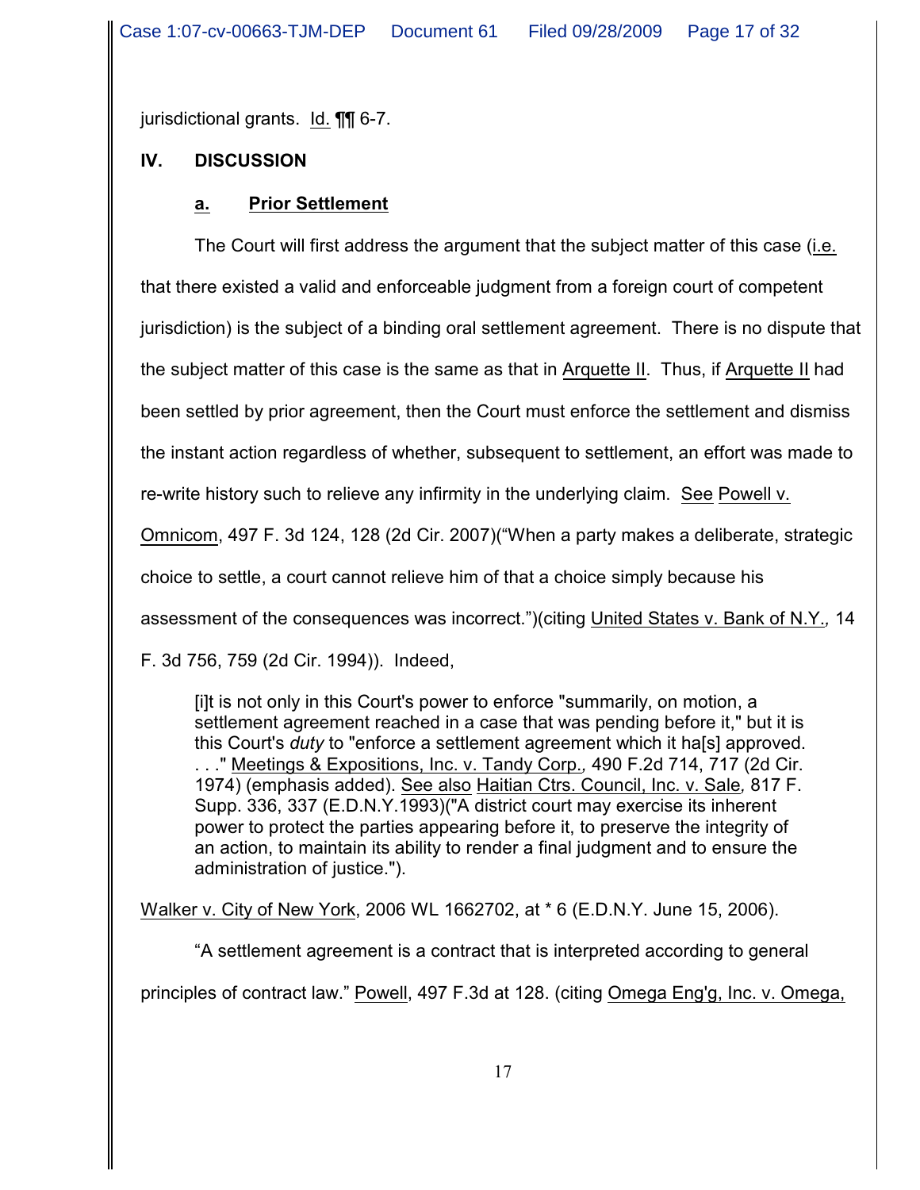jurisdictional grants. Id. ¶¶ 6-7.

## IV. DISCUSSION

### a. Prior Settlement

The Court will first address the argument that the subject matter of this case (i.e. that there existed a valid and enforceable judgment from a foreign court of competent jurisdiction) is the subject of a binding oral settlement agreement. There is no dispute that the subject matter of this case is the same as that in Arquette II. Thus, if Arquette II had been settled by prior agreement, then the Court must enforce the settlement and dismiss the instant action regardless of whether, subsequent to settlement, an effort was made to re-write history such to relieve any infirmity in the underlying claim. See Powell v. Omnicom, 497 F. 3d 124, 128 (2d Cir. 2007)("When a party makes a deliberate, strategic choice to settle, a court cannot relieve him of that a choice simply because his assessment of the consequences was incorrect.")(citing United States v. Bank of N.Y., 14 F. 3d 756, 759 (2d Cir. 1994)). Indeed,

> [i]t is not only in this Court's power to enforce "summarily, on motion, a settlement agreement reached in a case that was pending before it," but it is this Court's *duty* to "enforce a settlement agreement which it ha[s] approved. . . ." Meetings & Expositions, Inc. v. Tandy Corp., 490 F.2d 714, 717 (2d Cir. 1974) (emphasis added). See also Haitian Ctrs. Council, Inc. v. Sale, 817 F. Supp. 336, 337 (E.D.N.Y.1993)("A district court may exercise its inherent power to protect the parties appearing before it, to preserve the integrity of an action, to maintain its ability to render a final judgment and to ensure the administration of justice.").

Walker v. City of New York, 2006 WL 1662702, at * 6 (E.D.N.Y. June 15, 2006).

"A settlement agreement is a contract that is interpreted according to general principles of contract law." Powell, 497 F.3d at 128. (citing Omega Eng'g, Inc. v. Omega,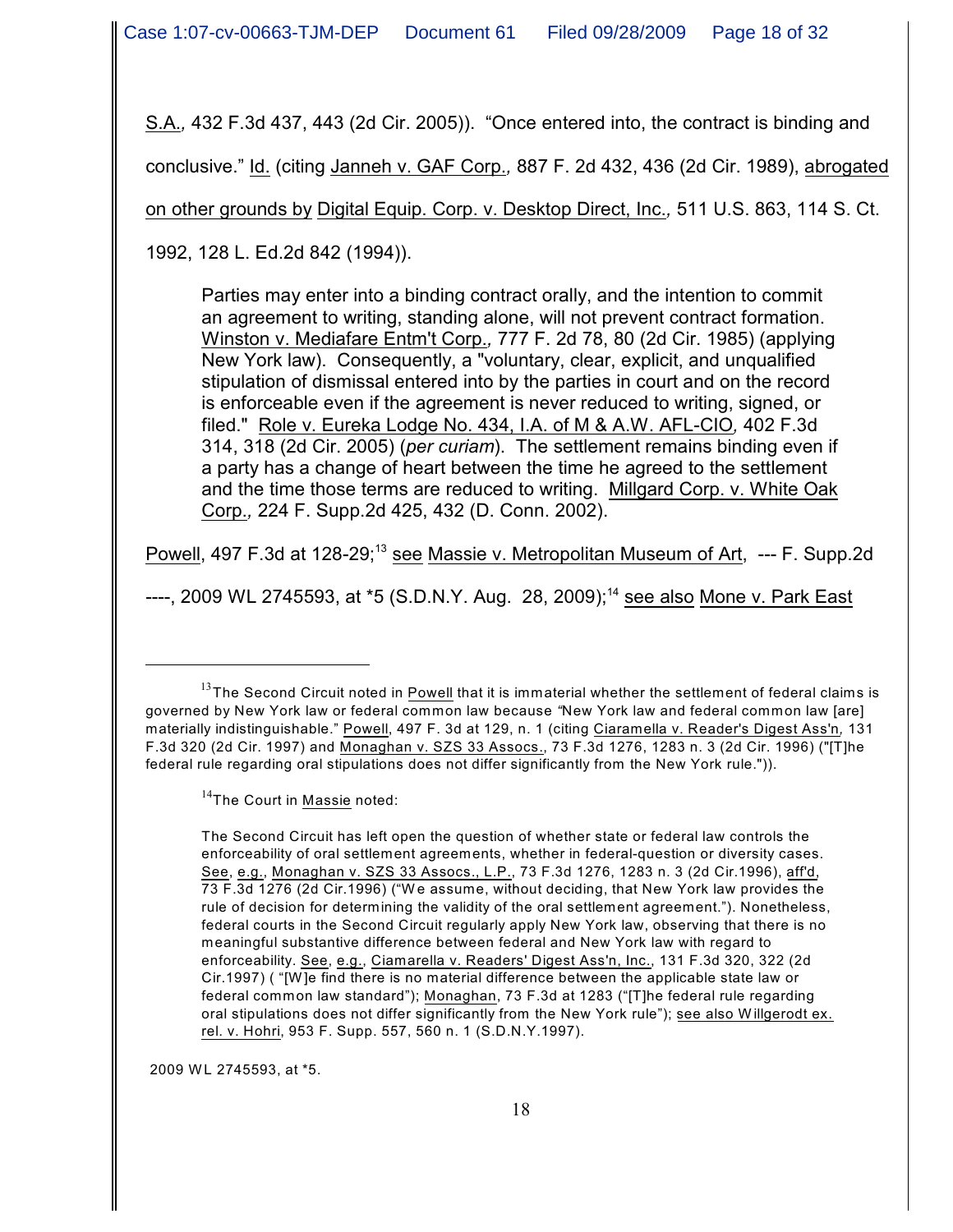S.A., 432 F.3d 437, 443 (2d Cir. 2005)). "Once entered into, the contract is binding and conclusive." Id. (citing Janneh v. GAF Corp., 887 F. 2d 432, 436 (2d Cir. 1989), abrogated on other grounds by Digital Equip. Corp. v. Desktop Direct, Inc., 511 U.S. 863, 114 S. Ct. 1992, 128 L. Ed.2d 842 (1994)).

> Parties may enter into a binding contract orally, and the intention to commit an agreement to writing, standing alone, will not prevent contract formation. Winston v. Mediafare Entm't Corp., 777 F. 2d 78, 80 (2d Cir. 1985) (applying New York law). Consequently, a "voluntary, clear, explicit, and unqualified stipulation of dismissal entered into by the parties in court and on the record is enforceable even if the agreement is never reduced to writing, signed, or filed." Role v. Eureka Lodge No. 434, I.A. of M & A.W. AFL-CIO, 402 F.3d 314, 318 (2d Cir. 2005) (*per curiam*). The settlement remains binding even if a party has a change of heart between the time he agreed to the settlement and the time those terms are reduced to writing. Millgard Corp. v. White Oak Corp., 224 F. Supp.2d 425, 432 (D. Conn. 2002).

Powell, 497 F.3d at 128-29;[13] see Massie v. Metropolitan Museum of Art, --- F. Supp.2d ----, 2009 WL 2745593, at *5 (S.D.N.Y. Aug. 28, 2009);[14] see also Mone v. Park East

---

[13] The Second Circuit noted in Powell that it is immaterial whether the settlement of federal claims is governed by New York law or federal common law because "New York law and federal common law [are] materially indistinguishable." Powell, 497 F. 3d at 129, n. 1 (citing Ciaramella v. Reader's Digest Ass'n, 131 F.3d 320 (2d Cir. 1997) and Monaghan v. SZS 33 Assocs., 73 F.3d 1276, 1283 n. 3 (2d Cir. 1996) ("[T]he federal rule regarding oral stipulations does not differ significantly from the New York rule.")).

[14] The Court in Massie noted:

> The Second Circuit has left open the question of whether state or federal law controls the enforceability of oral settlement agreements, whether in federal-question or diversity cases. See, e.g., Monaghan v. SZS 33 Assocs., L.P., 73 F.3d 1276, 1283 n. 3 (2d Cir.1996), aff'd, 73 F.3d 1276 (2d Cir.1996) ("We assume, without deciding, that New York law provides the rule of decision for determining the validity of the oral settlement agreement."). Nonetheless, federal courts in the Second Circuit regularly apply New York law, observing that there is no meaningful substantive difference between federal and New York law with regard to enforceability. See, e.g., Ciamarella v. Readers' Digest Ass'n, Inc., 131 F.3d 320, 322 (2d Cir.1997) ( "[W]e find there is no material difference between the applicable state law or federal common law standard"); Monaghan, 73 F.3d at 1283 ("[T]he federal rule regarding oral stipulations does not differ significantly from the New York rule"); see also Willgerodt ex. rel. v. Hohri, 953 F. Supp. 557, 560 n. 1 (S.D.N.Y.1997).

2009 WL 2745593, at *5.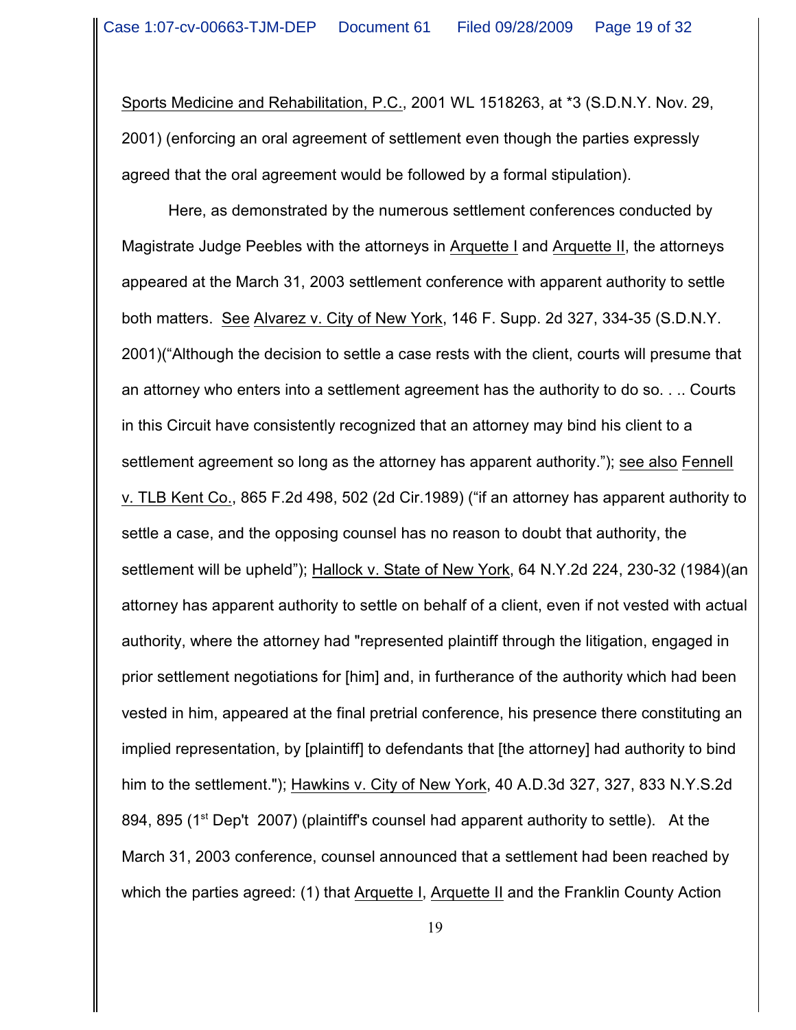Sports Medicine and Rehabilitation, P.C., 2001 WL 1518263, at *3 (S.D.N.Y. Nov. 29, 2001) (enforcing an oral agreement of settlement even though the parties expressly agreed that the oral agreement would be followed by a formal stipulation).

Here, as demonstrated by the numerous settlement conferences conducted by Magistrate Judge Peebles with the attorneys in Arquette I and Arquette II, the attorneys appeared at the March 31, 2003 settlement conference with apparent authority to settle both matters. See Alvarez v. City of New York, 146 F. Supp. 2d 327, 334-35 (S.D.N.Y. 2001)("Although the decision to settle a case rests with the client, courts will presume that an attorney who enters into a settlement agreement has the authority to do so. . .. Courts in this Circuit have consistently recognized that an attorney may bind his client to a settlement agreement so long as the attorney has apparent authority."); see also Fennell v. TLB Kent Co., 865 F.2d 498, 502 (2d Cir.1989) ("if an attorney has apparent authority to settle a case, and the opposing counsel has no reason to doubt that authority, the settlement will be upheld"); Hallock v. State of New York, 64 N.Y.2d 224, 230-32 (1984)(an attorney has apparent authority to settle on behalf of a client, even if not vested with actual authority, where the attorney had "represented plaintiff through the litigation, engaged in prior settlement negotiations for [him] and, in furtherance of the authority which had been vested in him, appeared at the final pretrial conference, his presence there constituting an implied representation, by [plaintiff] to defendants that [the attorney] had authority to bind him to the settlement."); Hawkins v. City of New York, 40 A.D.3d 327, 327, 833 N.Y.S.2d 894, 895 (1st Dep't 2007) (plaintiff's counsel had apparent authority to settle). At the March 31, 2003 conference, counsel announced that a settlement had been reached by which the parties agreed: (1) that Arquette I, Arquette II and the Franklin County Action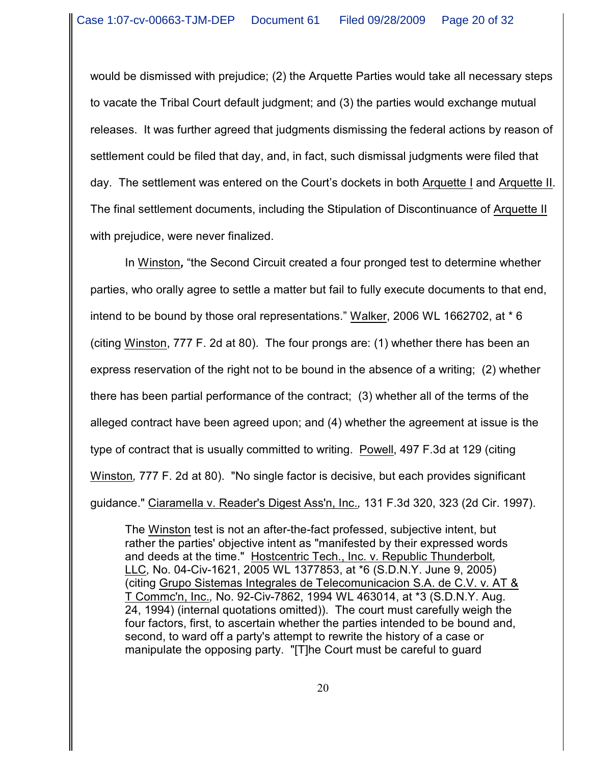would be dismissed with prejudice; (2) the Arquette Parties would take all necessary steps to vacate the Tribal Court default judgment; and (3) the parties would exchange mutual releases. It was further agreed that judgments dismissing the federal actions by reason of settlement could be filed that day, and, in fact, such dismissal judgments were filed that day. The settlement was entered on the Court's dockets in both Arquette I and Arquette II. The final settlement documents, including the Stipulation of Discontinuance of Arquette II with prejudice, were never finalized.

In Winston, "the Second Circuit created a four pronged test to determine whether parties, who orally agree to settle a matter but fail to fully execute documents to that end, intend to be bound by those oral representations." Walker, 2006 WL 1662702, at * 6 (citing Winston, 777 F. 2d at 80). The four prongs are: (1) whether there has been an express reservation of the right not to be bound in the absence of a writing; (2) whether there has been partial performance of the contract; (3) whether all of the terms of the alleged contract have been agreed upon; and (4) whether the agreement at issue is the type of contract that is usually committed to writing. Powell, 497 F.3d at 129 (citing Winston, 777 F. 2d at 80). "No single factor is decisive, but each provides significant guidance." Ciaramella v. Reader's Digest Ass'n, Inc., 131 F.3d 320, 323 (2d Cir. 1997).

> The Winston test is not an after-the-fact professed, subjective intent, but rather the parties' objective intent as "manifested by their expressed words and deeds at the time." Hostcentric Tech., Inc. v. Republic Thunderbolt, LLC, No. 04-Civ-1621, 2005 WL 1377853, at *6 (S.D.N.Y. June 9, 2005) (citing Grupo Sistemas Integrales de Telecomunicacion S.A. de C.V. v. AT & T Commc'n, Inc., No. 92-Civ-7862, 1994 WL 463014, at *3 (S.D.N.Y. Aug. 24, 1994) (internal quotations omitted)). The court must carefully weigh the four factors, first, to ascertain whether the parties intended to be bound and, second, to ward off a party's attempt to rewrite the history of a case or manipulate the opposing party. "[T]he Court must be careful to guard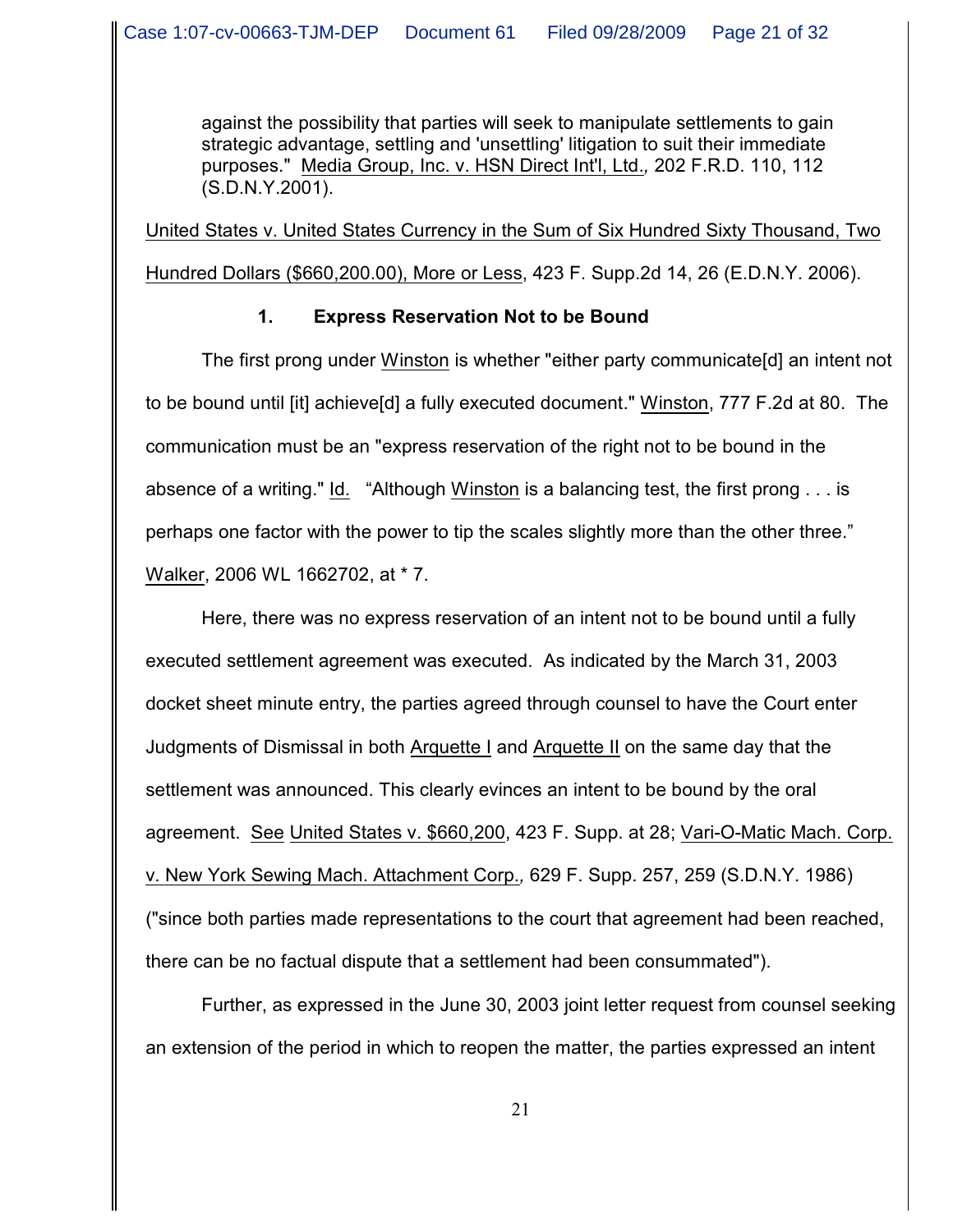> against the possibility that parties will seek to manipulate settlements to gain strategic advantage, settling and 'unsettling' litigation to suit their immediate purposes." Media Group, Inc. v. HSN Direct Int'l, Ltd., 202 F.R.D. 110, 112 (S.D.N.Y.2001).

United States v. United States Currency in the Sum of Six Hundred Sixty Thousand, Two Hundred Dollars ($660,200.00), More or Less, 423 F. Supp.2d 14, 26 (E.D.N.Y. 2006).

### 1. Express Reservation Not to be Bound

The first prong under Winston is whether "either party communicate[d] an intent not to be bound until [it] achieve[d] a fully executed document." Winston, 777 F.2d at 80. The communication must be an "express reservation of the right not to be bound in the absence of a writing." Id. "Although Winston is a balancing test, the first prong . . . is perhaps one factor with the power to tip the scales slightly more than the other three." Walker, 2006 WL 1662702, at * 7.

Here, there was no express reservation of an intent not to be bound until a fully executed settlement agreement was executed. As indicated by the March 31, 2003 docket sheet minute entry, the parties agreed through counsel to have the Court enter Judgments of Dismissal in both Arquette I and Arquette II on the same day that the settlement was announced. This clearly evinces an intent to be bound by the oral agreement. See United States v. $660,200, 423 F. Supp. at 28; Vari-O-Matic Mach. Corp. v. New York Sewing Mach. Attachment Corp., 629 F. Supp. 257, 259 (S.D.N.Y. 1986) ("since both parties made representations to the court that agreement had been reached, there can be no factual dispute that a settlement had been consummated").

Further, as expressed in the June 30, 2003 joint letter request from counsel seeking an extension of the period in which to reopen the matter, the parties expressed an intent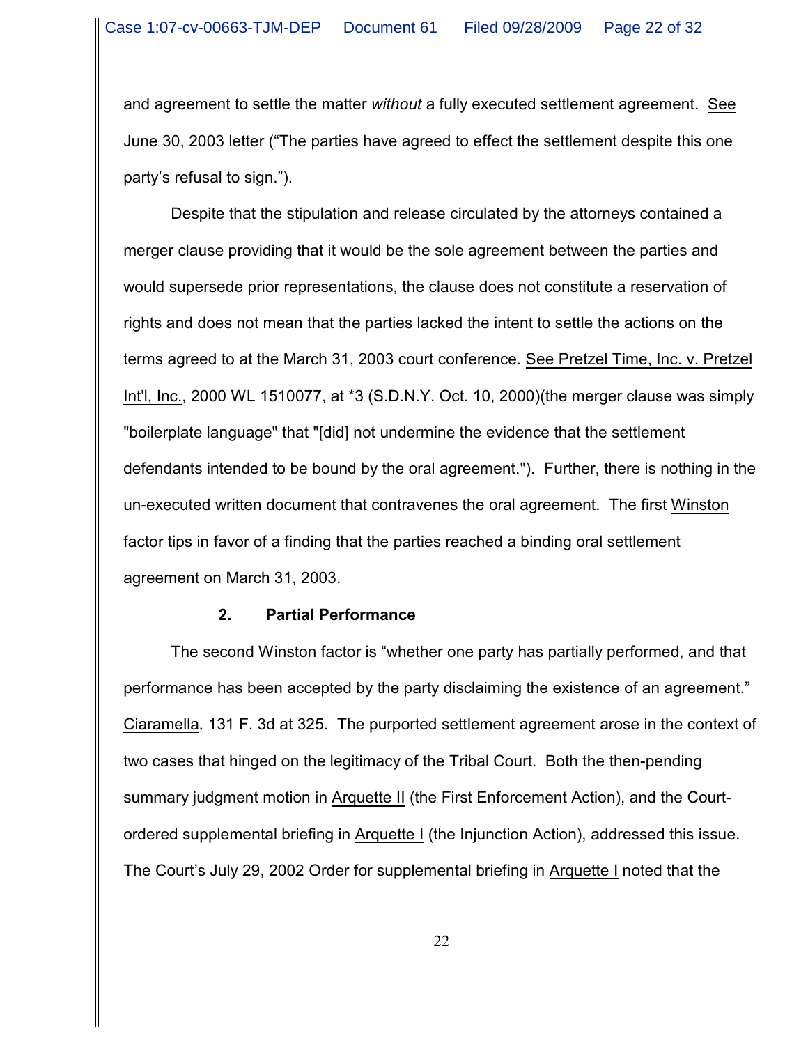and agreement to settle the matter *without* a fully executed settlement agreement. See June 30, 2003 letter ("The parties have agreed to effect the settlement despite this one party's refusal to sign.").

Despite that the stipulation and release circulated by the attorneys contained a merger clause providing that it would be the sole agreement between the parties and would supersede prior representations, the clause does not constitute a reservation of rights and does not mean that the parties lacked the intent to settle the actions on the terms agreed to at the March 31, 2003 court conference. See Pretzel Time, Inc. v. Pretzel Int'l, Inc., 2000 WL 1510077, at *3 (S.D.N.Y. Oct. 10, 2000)(the merger clause was simply "boilerplate language" that "[did] not undermine the evidence that the settlement defendants intended to be bound by the oral agreement."). Further, there is nothing in the un-executed written document that contravenes the oral agreement. The first Winston factor tips in favor of a finding that the parties reached a binding oral settlement agreement on March 31, 2003.

### 2. Partial Performance

The second Winston factor is "whether one party has partially performed, and that performance has been accepted by the party disclaiming the existence of an agreement." *Ciaramella*, 131 F. 3d at 325. The purported settlement agreement arose in the context of two cases that hinged on the legitimacy of the Tribal Court. Both the then-pending summary judgment motion in Arquette II (the First Enforcement Action), and the Court-ordered supplemental briefing in Arquette I (the Injunction Action), addressed this issue. The Court's July 29, 2002 Order for supplemental briefing in Arquette I noted that the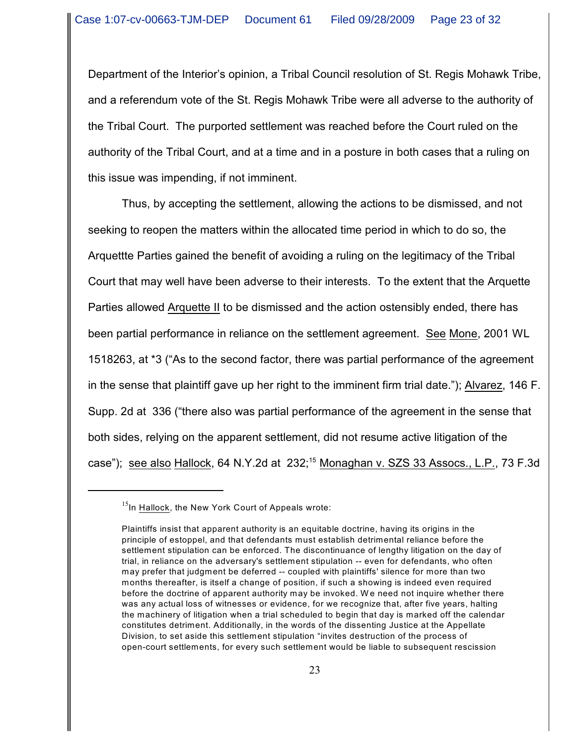Department of the Interior's opinion, a Tribal Council resolution of St. Regis Mohawk Tribe, and a referendum vote of the St. Regis Mohawk Tribe were all adverse to the authority of the Tribal Court. The purported settlement was reached before the Court ruled on the authority of the Tribal Court, and at a time and in a posture in both cases that a ruling on this issue was impending, if not imminent.

Thus, by accepting the settlement, allowing the actions to be dismissed, and not seeking to reopen the matters within the allocated time period in which to do so, the Arquettte Parties gained the benefit of avoiding a ruling on the legitimacy of the Tribal Court that may well have been adverse to their interests. To the extent that the Arquette Parties allowed Arquette II to be dismissed and the action ostensibly ended, there has been partial performance in reliance on the settlement agreement. See Mone, 2001 WL 1518263, at *3 ("As to the second factor, there was partial performance of the agreement in the sense that plaintiff gave up her right to the imminent firm trial date."); Alvarez, 146 F. Supp. 2d at 336 ("there also was partial performance of the agreement in the sense that both sides, relying on the apparent settlement, did not resume active litigation of the case"); see also Hallock, 64 N.Y.2d at 232;[15] Monaghan v. SZS 33 Assocs., L.P., 73 F.3d

---

[15] In Hallock, the New York Court of Appeals wrote:

Plaintiffs insist that apparent authority is an equitable doctrine, having its origins in the principle of estoppel, and that defendants must establish detrimental reliance before the settlement stipulation can be enforced. The discontinuance of lengthy litigation on the day of trial, in reliance on the adversary's settlement stipulation -- even for defendants, who often may prefer that judgment be deferred -- coupled with plaintiffs' silence for more than two months thereafter, is itself a change of position, if such a showing is indeed even required before the doctrine of apparent authority may be invoked. We need not inquire whether there was any actual loss of witnesses or evidence, for we recognize that, after five years, halting the machinery of litigation when a trial scheduled to begin that day is marked off the calendar constitutes detriment. Additionally, in the words of the dissenting Justice at the Appellate Division, to set aside this settlement stipulation "invites destruction of the process of open-court settlements, for every such settlement would be liable to subsequent rescission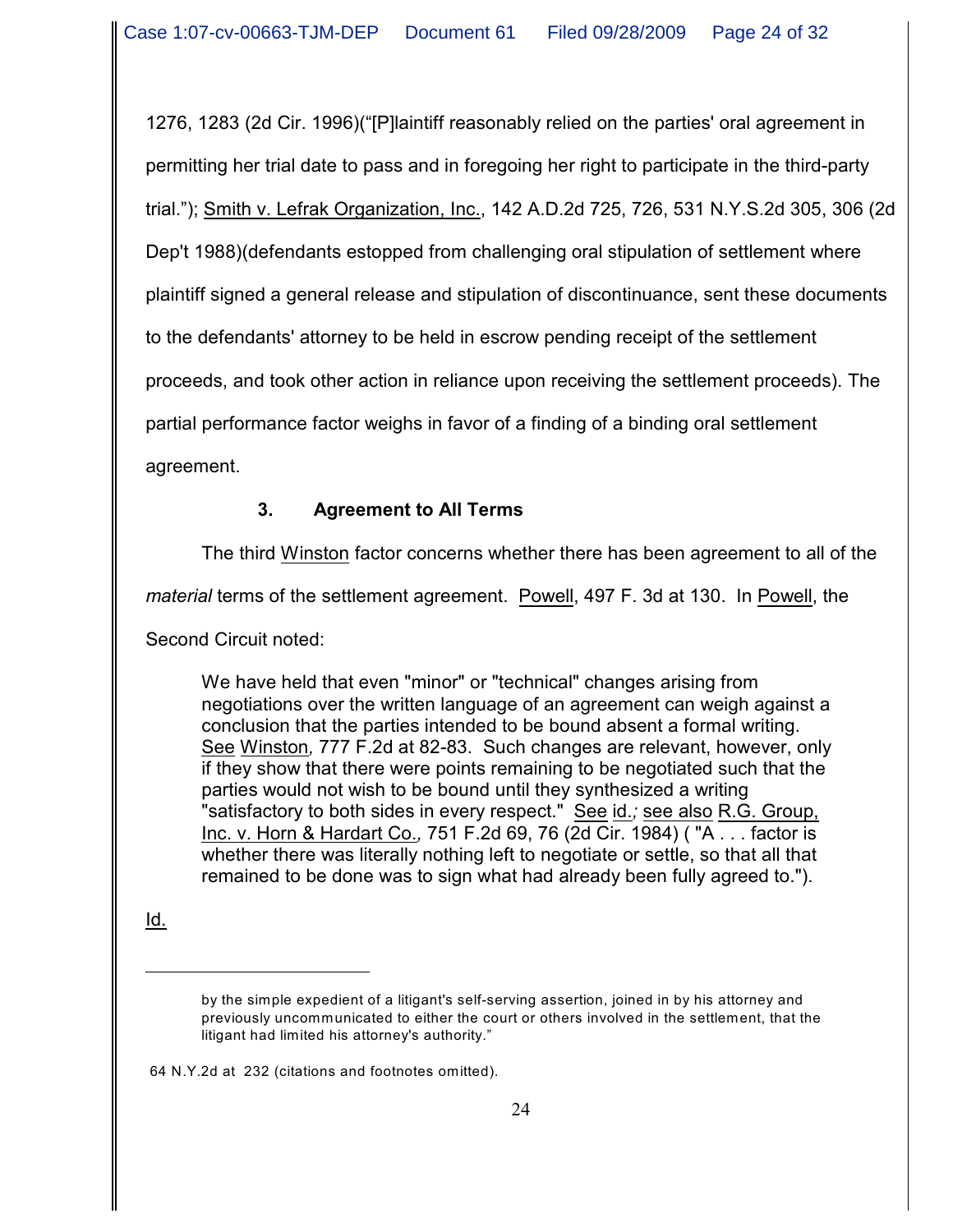1276, 1283 (2d Cir. 1996)("[P]laintiff reasonably relied on the parties' oral agreement in permitting her trial date to pass and in foregoing her right to participate in the third-party trial."); Smith v. Lefrak Organization, Inc., 142 A.D.2d 725, 726, 531 N.Y.S.2d 305, 306 (2d Dep't 1988)(defendants estopped from challenging oral stipulation of settlement where plaintiff signed a general release and stipulation of discontinuance, sent these documents to the defendants' attorney to be held in escrow pending receipt of the settlement proceeds, and took other action in reliance upon receiving the settlement proceeds). The partial performance factor weighs in favor of a finding of a binding oral settlement agreement.

### 3. Agreement to All Terms

The third Winston factor concerns whether there has been agreement to all of the *material* terms of the settlement agreement. Powell, 497 F. 3d at 130. In Powell, the Second Circuit noted:

> We have held that even "minor" or "technical" changes arising from negotiations over the written language of an agreement can weigh against a conclusion that the parties intended to be bound absent a formal writing. See Winston*,* 777 F.2d at 82-83. Such changes are relevant, however, only if they show that there were points remaining to be negotiated such that the parties would not wish to be bound until they synthesized a writing "satisfactory to both sides in every respect." See id.*;* see also R.G. Group, Inc. v. Horn & Hardart Co.*,* 751 F.2d 69, 76 (2d Cir. 1984) ( "A . . . factor is whether there was literally nothing left to negotiate or settle, so that all that remained to be done was to sign what had already been fully agreed to.").

Id.

---

by the simple expedient of a litigant's self-serving assertion, joined in by his attorney and previously uncommunicated to either the court or others involved in the settlement, that the litigant had limited his attorney's authority."

64 N.Y.2d at 232 (citations and footnotes omitted).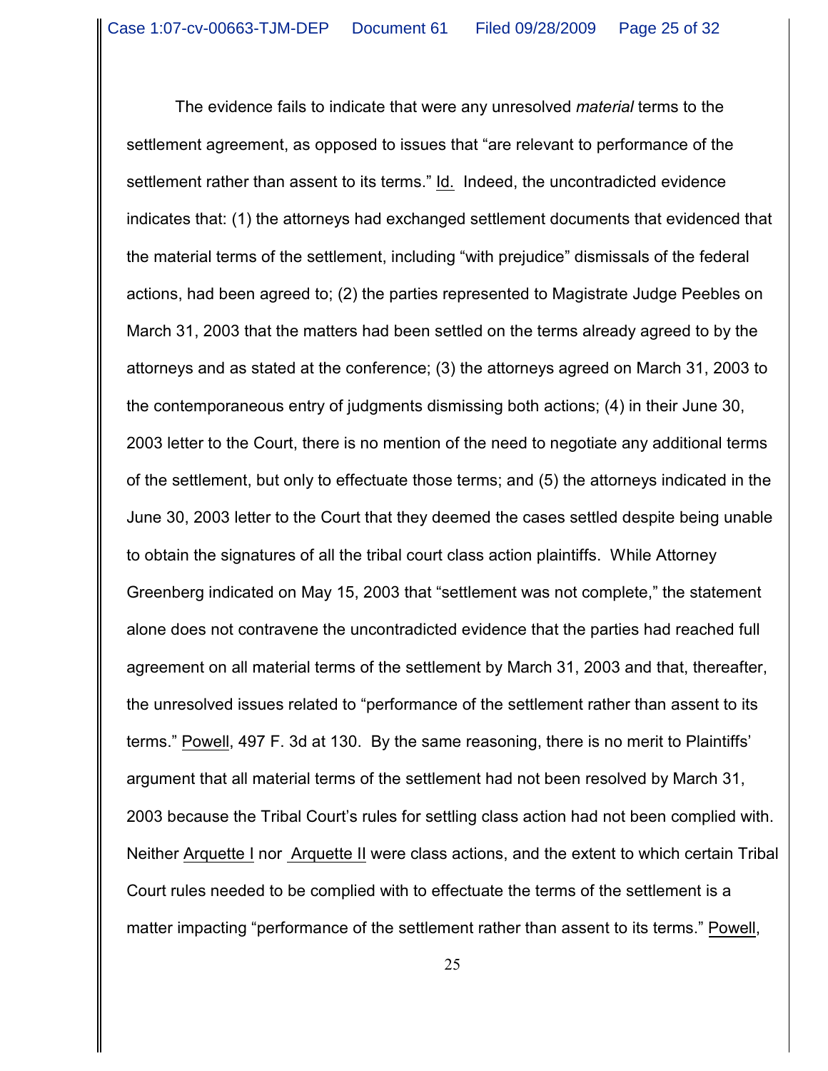The evidence fails to indicate that were any unresolved *material* terms to the settlement agreement, as opposed to issues that "are relevant to performance of the settlement rather than assent to its terms." Id. Indeed, the uncontradicted evidence indicates that: (1) the attorneys had exchanged settlement documents that evidenced that the material terms of the settlement, including "with prejudice" dismissals of the federal actions, had been agreed to; (2) the parties represented to Magistrate Judge Peebles on March 31, 2003 that the matters had been settled on the terms already agreed to by the attorneys and as stated at the conference; (3) the attorneys agreed on March 31, 2003 to the contemporaneous entry of judgments dismissing both actions; (4) in their June 30, 2003 letter to the Court, there is no mention of the need to negotiate any additional terms of the settlement, but only to effectuate those terms; and (5) the attorneys indicated in the June 30, 2003 letter to the Court that they deemed the cases settled despite being unable to obtain the signatures of all the tribal court class action plaintiffs. While Attorney Greenberg indicated on May 15, 2003 that "settlement was not complete," the statement alone does not contravene the uncontradicted evidence that the parties had reached full agreement on all material terms of the settlement by March 31, 2003 and that, thereafter, the unresolved issues related to "performance of the settlement rather than assent to its terms." Powell, 497 F. 3d at 130. By the same reasoning, there is no merit to Plaintiffs' argument that all material terms of the settlement had not been resolved by March 31, 2003 because the Tribal Court's rules for settling class action had not been complied with. Neither Arquette I nor Arquette II were class actions, and the extent to which certain Tribal Court rules needed to be complied with to effectuate the terms of the settlement is a matter impacting "performance of the settlement rather than assent to its terms." Powell,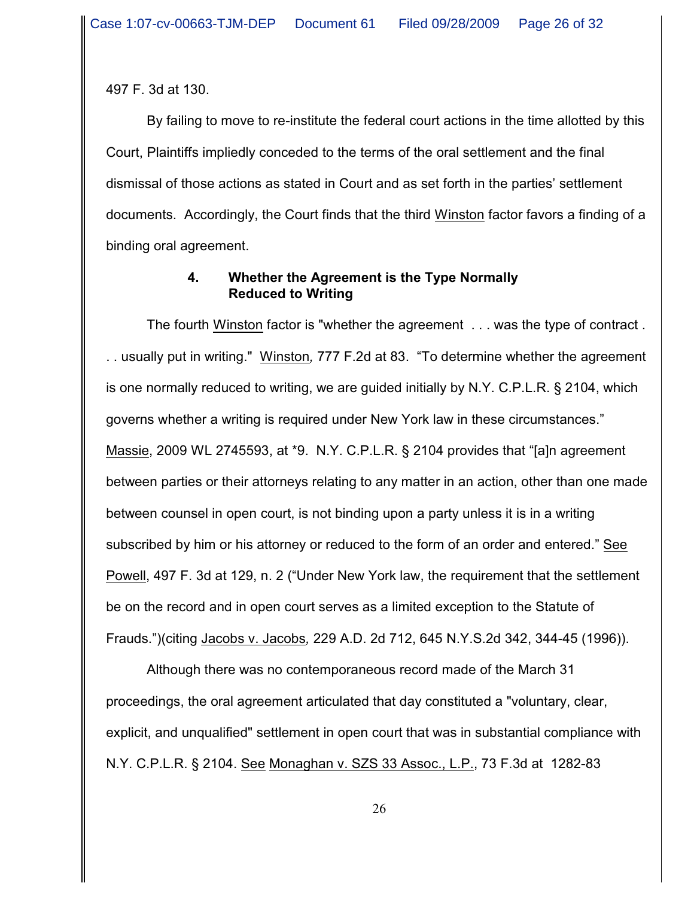497 F. 3d at 130.

By failing to move to re-institute the federal court actions in the time allotted by this Court, Plaintiffs impliedly conceded to the terms of the oral settlement and the final dismissal of those actions as stated in Court and as set forth in the parties' settlement documents. Accordingly, the Court finds that the third Winston factor favors a finding of a binding oral agreement.

#### 4. Whether the Agreement is the Type Normally Reduced to Writing

The fourth Winston factor is "whether the agreement . . . was the type of contract . . . usually put in writing." Winston, 777 F.2d at 83. "To determine whether the agreement is one normally reduced to writing, we are guided initially by N.Y. C.P.L.R. § 2104, which governs whether a writing is required under New York law in these circumstances." Massie, 2009 WL 2745593, at *9. N.Y. C.P.L.R. § 2104 provides that "[a]n agreement between parties or their attorneys relating to any matter in an action, other than one made between counsel in open court, is not binding upon a party unless it is in a writing subscribed by him or his attorney or reduced to the form of an order and entered." See Powell, 497 F. 3d at 129, n. 2 ("Under New York law, the requirement that the settlement be on the record and in open court serves as a limited exception to the Statute of Frauds.")(citing Jacobs v. Jacobs, 229 A.D. 2d 712, 645 N.Y.S.2d 342, 344-45 (1996)).

Although there was no contemporaneous record made of the March 31 proceedings, the oral agreement articulated that day constituted a "voluntary, clear, explicit, and unqualified" settlement in open court that was in substantial compliance with N.Y. C.P.L.R. § 2104. See Monaghan v. SZS 33 Assoc., L.P., 73 F.3d at 1282-83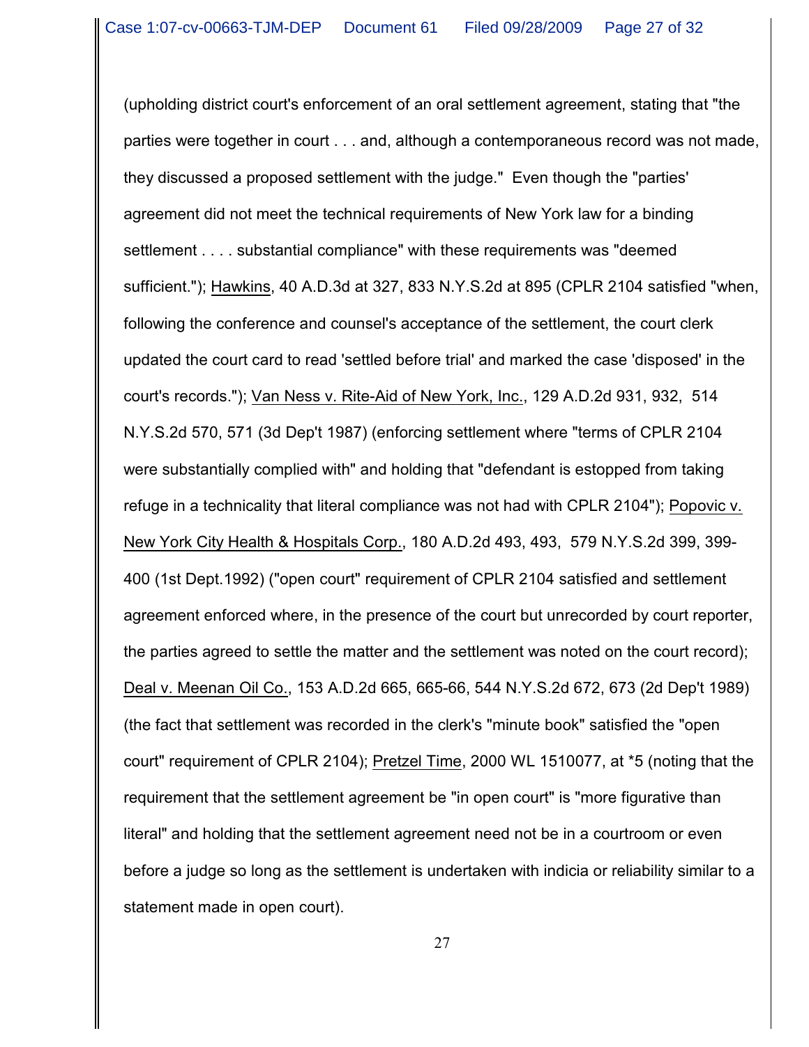(upholding district court's enforcement of an oral settlement agreement, stating that "the parties were together in court . . . and, although a contemporaneous record was not made, they discussed a proposed settlement with the judge." Even though the "parties' agreement did not meet the technical requirements of New York law for a binding settlement . . . . substantial compliance" with these requirements was "deemed sufficient."); Hawkins, 40 A.D.3d at 327, 833 N.Y.S.2d at 895 (CPLR 2104 satisfied "when, following the conference and counsel's acceptance of the settlement, the court clerk updated the court card to read 'settled before trial' and marked the case 'disposed' in the court's records."); Van Ness v. Rite-Aid of New York, Inc., 129 A.D.2d 931, 932, 514 N.Y.S.2d 570, 571 (3d Dep't 1987) (enforcing settlement where "terms of CPLR 2104 were substantially complied with" and holding that "defendant is estopped from taking refuge in a technicality that literal compliance was not had with CPLR 2104"); Popovic v. New York City Health & Hospitals Corp., 180 A.D.2d 493, 493, 579 N.Y.S.2d 399, 399-400 (1st Dept.1992) ("open court" requirement of CPLR 2104 satisfied and settlement agreement enforced where, in the presence of the court but unrecorded by court reporter, the parties agreed to settle the matter and the settlement was noted on the court record); Deal v. Meenan Oil Co., 153 A.D.2d 665, 665-66, 544 N.Y.S.2d 672, 673 (2d Dep't 1989) (the fact that settlement was recorded in the clerk's "minute book" satisfied the "open court" requirement of CPLR 2104); Pretzel Time, 2000 WL 1510077, at *5 (noting that the requirement that the settlement agreement be "in open court" is "more figurative than literal" and holding that the settlement agreement need not be in a courtroom or even before a judge so long as the settlement is undertaken with indicia or reliability similar to a statement made in open court).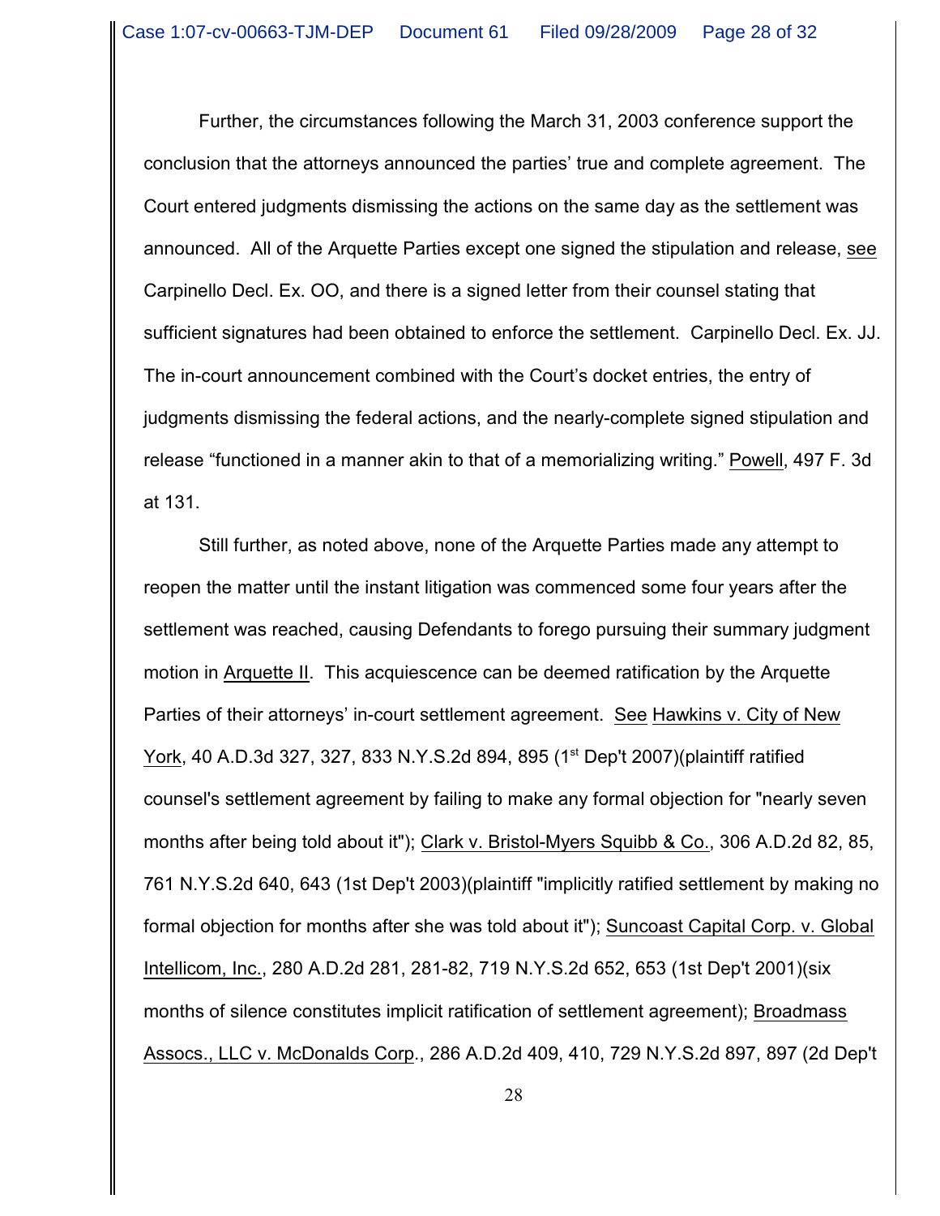Further, the circumstances following the March 31, 2003 conference support the conclusion that the attorneys announced the parties' true and complete agreement. The Court entered judgments dismissing the actions on the same day as the settlement was announced. All of the Arquette Parties except one signed the stipulation and release, see Carpinello Decl. Ex. OO, and there is a signed letter from their counsel stating that sufficient signatures had been obtained to enforce the settlement. Carpinello Decl. Ex. JJ. The in-court announcement combined with the Court's docket entries, the entry of judgments dismissing the federal actions, and the nearly-complete signed stipulation and release "functioned in a manner akin to that of a memorializing writing." Powell, 497 F. 3d at 131.

Still further, as noted above, none of the Arquette Parties made any attempt to reopen the matter until the instant litigation was commenced some four years after the settlement was reached, causing Defendants to forego pursuing their summary judgment motion in Arquette II. This acquiescence can be deemed ratification by the Arquette Parties of their attorneys' in-court settlement agreement. See Hawkins v. City of New York, 40 A.D.3d 327, 327, 833 N.Y.S.2d 894, 895 (1st Dep't 2007)(plaintiff ratified counsel's settlement agreement by failing to make any formal objection for "nearly seven months after being told about it"); Clark v. Bristol-Myers Squibb & Co., 306 A.D.2d 82, 85, 761 N.Y.S.2d 640, 643 (1st Dep't 2003)(plaintiff "implicitly ratified settlement by making no formal objection for months after she was told about it"); Suncoast Capital Corp. v. Global Intellicom, Inc., 280 A.D.2d 281, 281-82, 719 N.Y.S.2d 652, 653 (1st Dep't 2001)(six months of silence constitutes implicit ratification of settlement agreement); Broadmass Assocs., LLC v. McDonalds Corp., 286 A.D.2d 409, 410, 729 N.Y.S.2d 897, 897 (2d Dep't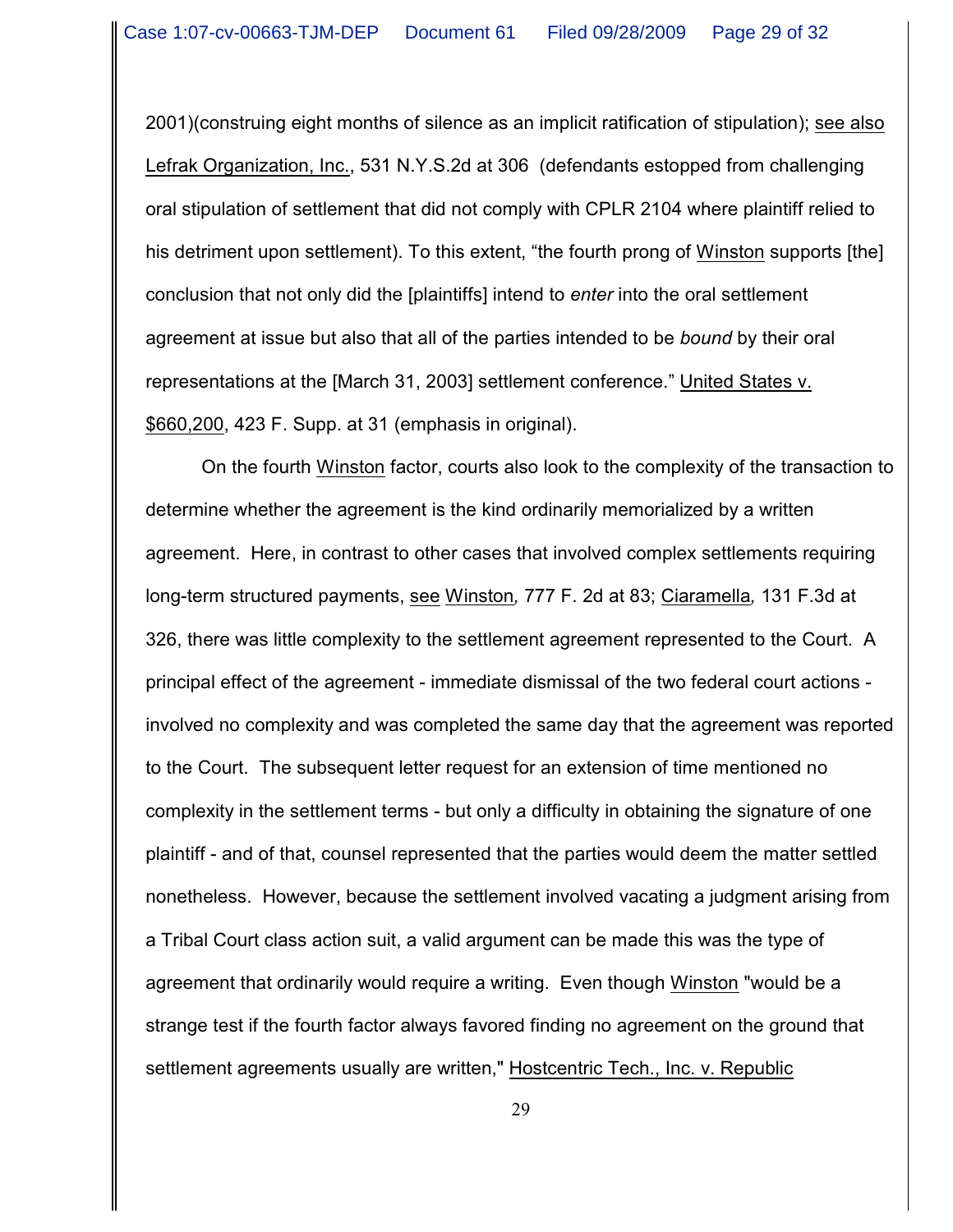2001)(construing eight months of silence as an implicit ratification of stipulation); see also Lefrak Organization, Inc., 531 N.Y.S.2d at 306 (defendants estopped from challenging oral stipulation of settlement that did not comply with CPLR 2104 where plaintiff relied to his detriment upon settlement). To this extent, "the fourth prong of Winston supports [the] conclusion that not only did the [plaintiffs] intend to *enter* into the oral settlement agreement at issue but also that all of the parties intended to be *bound* by their oral representations at the [March 31, 2003] settlement conference." United States v. $660,200, 423 F. Supp. at 31 (emphasis in original).

On the fourth Winston factor, courts also look to the complexity of the transaction to determine whether the agreement is the kind ordinarily memorialized by a written agreement. Here, in contrast to other cases that involved complex settlements requiring long-term structured payments, see Winston, 777 F. 2d at 83; Ciaramella, 131 F.3d at 326, there was little complexity to the settlement agreement represented to the Court. A principal effect of the agreement - immediate dismissal of the two federal court actions - involved no complexity and was completed the same day that the agreement was reported to the Court. The subsequent letter request for an extension of time mentioned no complexity in the settlement terms - but only a difficulty in obtaining the signature of one plaintiff - and of that, counsel represented that the parties would deem the matter settled nonetheless. However, because the settlement involved vacating a judgment arising from a Tribal Court class action suit, a valid argument can be made this was the type of agreement that ordinarily would require a writing. Even though Winston "would be a strange test if the fourth factor always favored finding no agreement on the ground that settlement agreements usually are written," Hostcentric Tech., Inc. v. Republic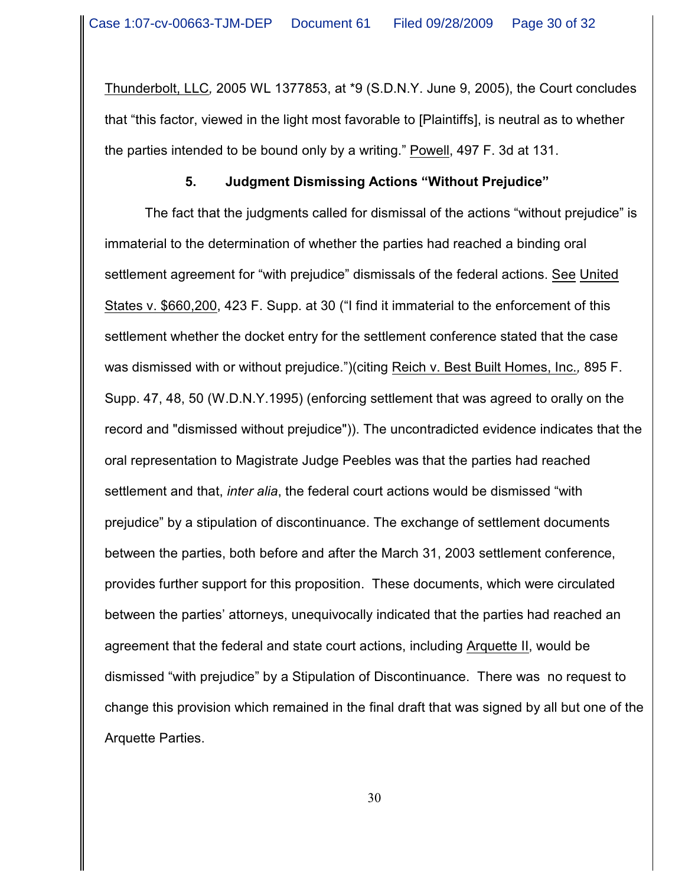Thunderbolt, LLC, 2005 WL 1377853, at *9 (S.D.N.Y. June 9, 2005), the Court concludes that "this factor, viewed in the light most favorable to [Plaintiffs], is neutral as to whether the parties intended to be bound only by a writing." Powell, 497 F. 3d at 131.

**5. Judgment Dismissing Actions "Without Prejudice"**

The fact that the judgments called for dismissal of the actions "without prejudice" is immaterial to the determination of whether the parties had reached a binding oral settlement agreement for "with prejudice" dismissals of the federal actions. See United States v. $660,200, 423 F. Supp. at 30 ("I find it immaterial to the enforcement of this settlement whether the docket entry for the settlement conference stated that the case was dismissed with or without prejudice.")(citing Reich v. Best Built Homes, Inc., 895 F. Supp. 47, 48, 50 (W.D.N.Y.1995) (enforcing settlement that was agreed to orally on the record and "dismissed without prejudice")). The uncontradicted evidence indicates that the oral representation to Magistrate Judge Peebles was that the parties had reached settlement and that, *inter alia*, the federal court actions would be dismissed "with prejudice" by a stipulation of discontinuance. The exchange of settlement documents between the parties, both before and after the March 31, 2003 settlement conference, provides further support for this proposition. These documents, which were circulated between the parties' attorneys, unequivocally indicated that the parties had reached an agreement that the federal and state court actions, including Arquette II, would be dismissed "with prejudice" by a Stipulation of Discontinuance. There was no request to change this provision which remained in the final draft that was signed by all but one of the Arquette Parties.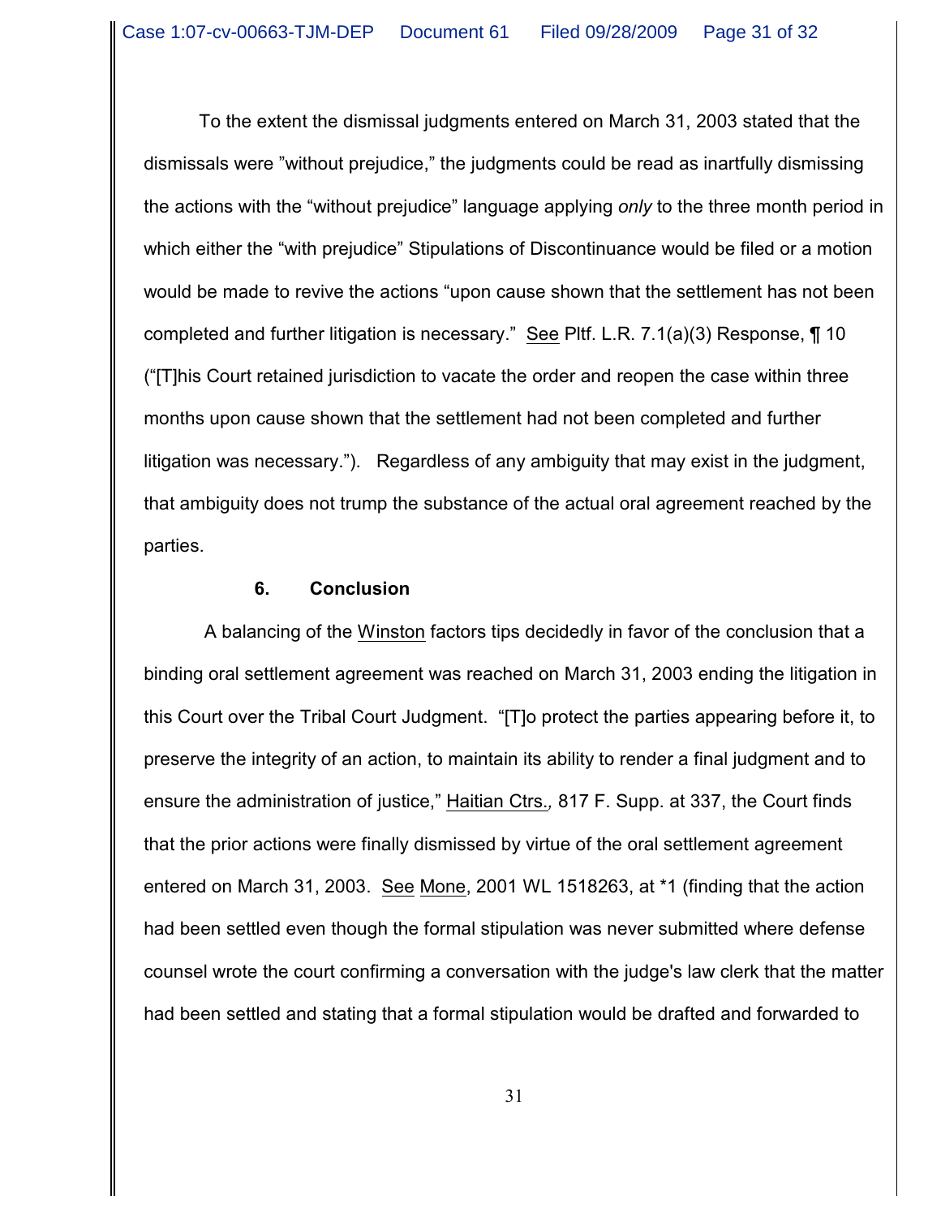To the extent the dismissal judgments entered on March 31, 2003 stated that the dismissals were "without prejudice," the judgments could be read as inartfully dismissing the actions with the "without prejudice" language applying *only* to the three month period in which either the "with prejudice" Stipulations of Discontinuance would be filed or a motion would be made to revive the actions "upon cause shown that the settlement has not been completed and further litigation is necessary." See Pltf. L.R. 7.1(a)(3) Response, ¶ 10 ("[T]his Court retained jurisdiction to vacate the order and reopen the case within three months upon cause shown that the settlement had not been completed and further litigation was necessary."). Regardless of any ambiguity that may exist in the judgment, that ambiguity does not trump the substance of the actual oral agreement reached by the parties.

**6. Conclusion**

A balancing of the Winston factors tips decidedly in favor of the conclusion that a binding oral settlement agreement was reached on March 31, 2003 ending the litigation in this Court over the Tribal Court Judgment. "[T]o protect the parties appearing before it, to preserve the integrity of an action, to maintain its ability to render a final judgment and to ensure the administration of justice," Haitian Ctrs.*,* 817 F. Supp. at 337, the Court finds that the prior actions were finally dismissed by virtue of the oral settlement agreement entered on March 31, 2003. See Mone, 2001 WL 1518263, at *1 (finding that the action had been settled even though the formal stipulation was never submitted where defense counsel wrote the court confirming a conversation with the judge's law clerk that the matter had been settled and stating that a formal stipulation would be drafted and forwarded to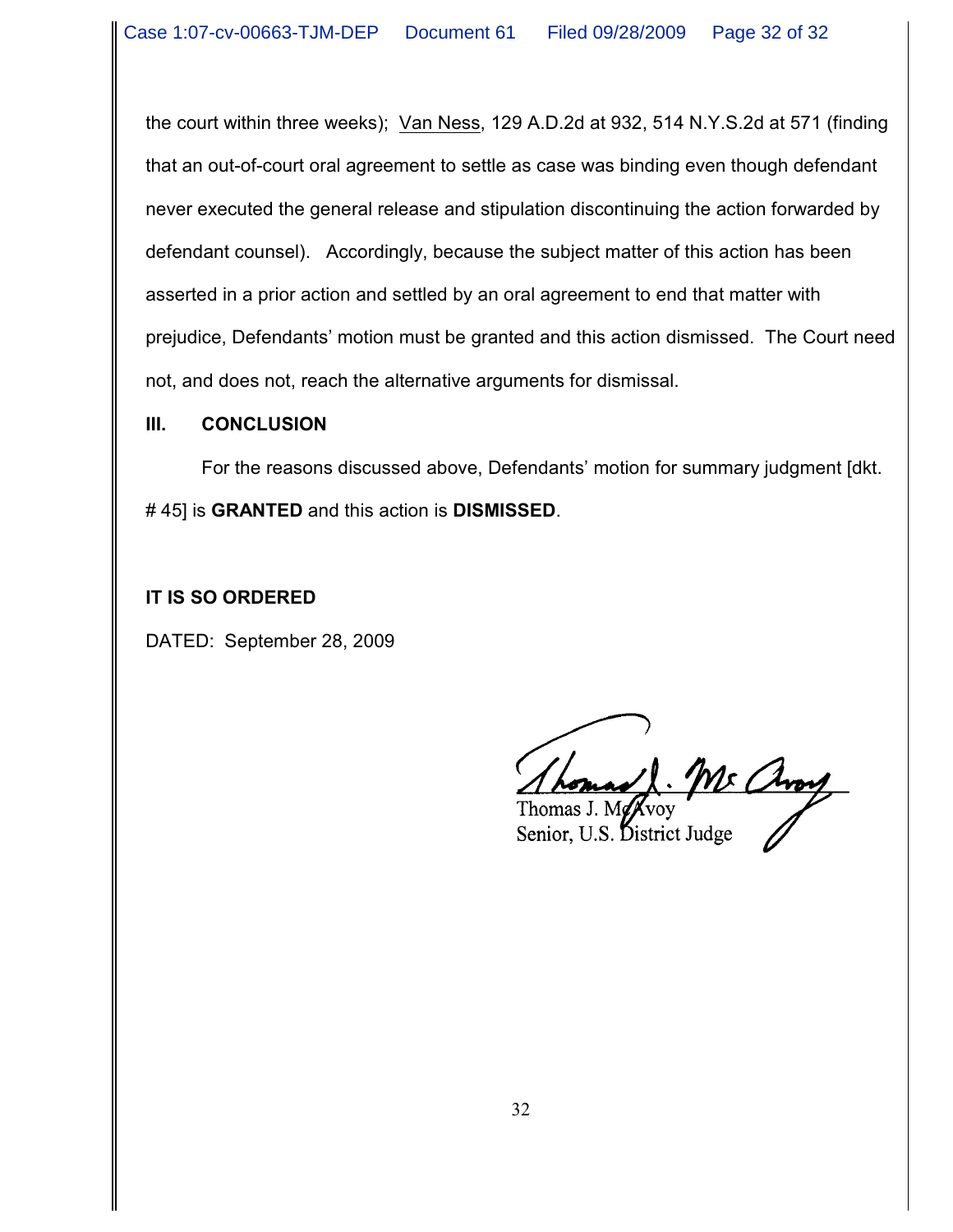the court within three weeks); Van Ness, 129 A.D.2d at 932, 514 N.Y.S.2d at 571 (finding that an out-of-court oral agreement to settle as case was binding even though defendant never executed the general release and stipulation discontinuing the action forwarded by defendant counsel). Accordingly, because the subject matter of this action has been asserted in a prior action and settled by an oral agreement to end that matter with prejudice, Defendants' motion must be granted and this action dismissed. The Court need not, and does not, reach the alternative arguments for dismissal.

## III. CONCLUSION

For the reasons discussed above, Defendants' motion for summary judgment [dkt. # 45] is **GRANTED** and this action is **DISMISSED**.

**IT IS SO ORDERED**

DATED: September 28, 2009

Thomas J. McAvoy
Senior, U.S. District Judge